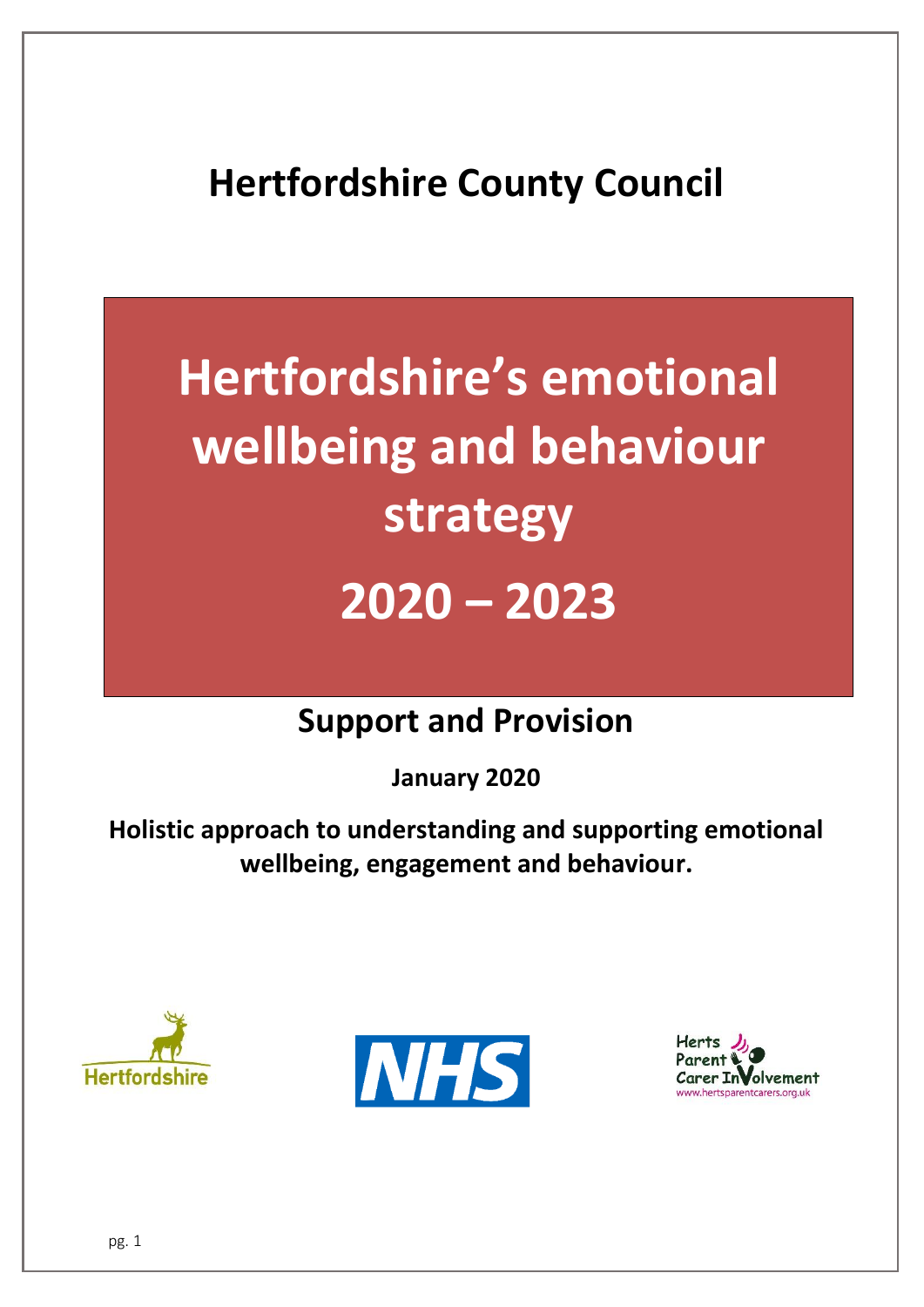# Hertfordshire County Council

# Hertfordshire's emotional wellbeing and behaviour strategy

# 2020 – 2023

## Support and Provision

**January 2020**

**Holistic approach to understanding and supporting emotional wellbeing, engagement and behaviour.**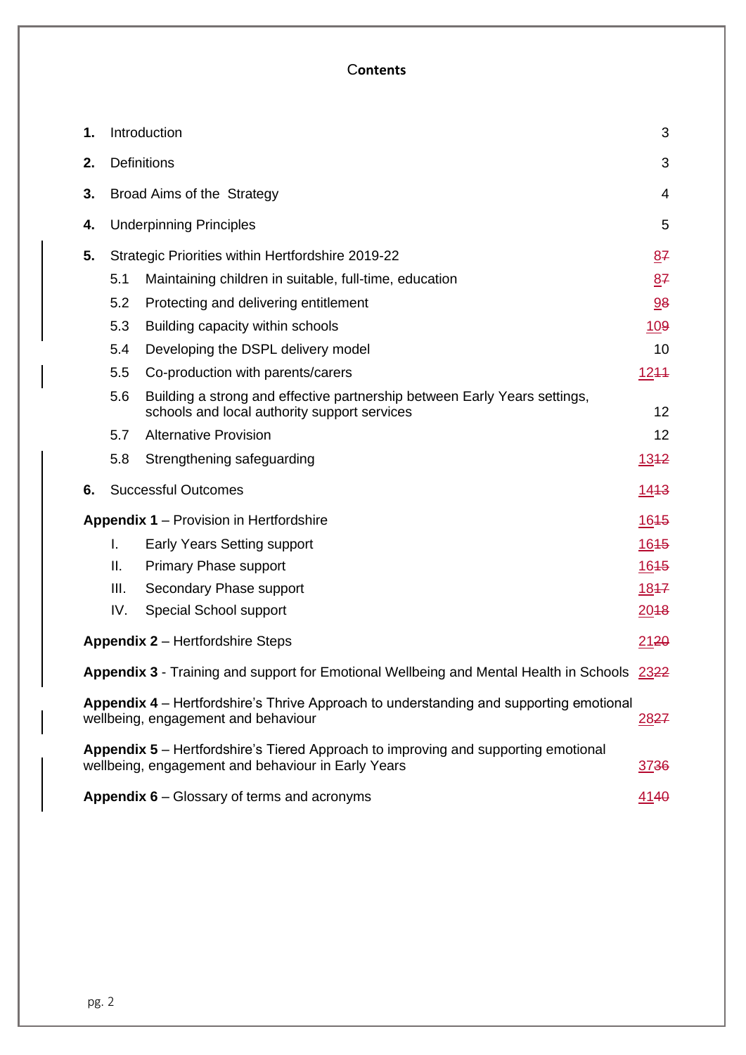# Contents

| | | Page |
|---|---|---|
| **1.** | Introduction | 3 |
| **2.** | Definitions | 3 |
| **3.** | Broad Aims of the Strategy | 4 |
| **4.** | Underpinning Principles | 5 |
| **5.** | Strategic Priorities within Hertfordshire 2019-22 | 8~~7~~ |
| 5.1 | Maintaining children in suitable, full-time, education | 8~~7~~ |
| 5.2 | Protecting and delivering entitlement | 9~~8~~ |
| 5.3 | Building capacity within schools | 10~~9~~ |
| 5.4 | Developing the DSPL delivery model | 10 |
| 5.5 | Co-production with parents/carers | 12~~11~~ |
| 5.6 | Building a strong and effective partnership between Early Years settings, schools and local authority support services | 12 |
| 5.7 | Alternative Provision | 12 |
| 5.8 | Strengthening safeguarding | 13~~12~~ |
| **6.** | Successful Outcomes | 14~~13~~ |
| **Appendix 1** | Provision in Hertfordshire | 16~~15~~ |
| I. | Early Years Setting support | 16~~15~~ |
| II. | Primary Phase support | 16~~15~~ |
| III. | Secondary Phase support | 18~~17~~ |
| IV. | Special School support | 20~~18~~ |
| **Appendix 2** | Hertfordshire Steps | 21~~20~~ |
| **Appendix 3** | Training and support for Emotional Wellbeing and Mental Health in Schools | 23~~22~~ |
| **Appendix 4** | Hertfordshire's Thrive Approach to understanding and supporting emotional wellbeing, engagement and behaviour | 28~~27~~ |
| **Appendix 5** | Hertfordshire's Tiered Approach to improving and supporting emotional wellbeing, engagement and behaviour in Early Years | 37~~36~~ |
| **Appendix 6** | Glossary of terms and acronyms | 41~~40~~ |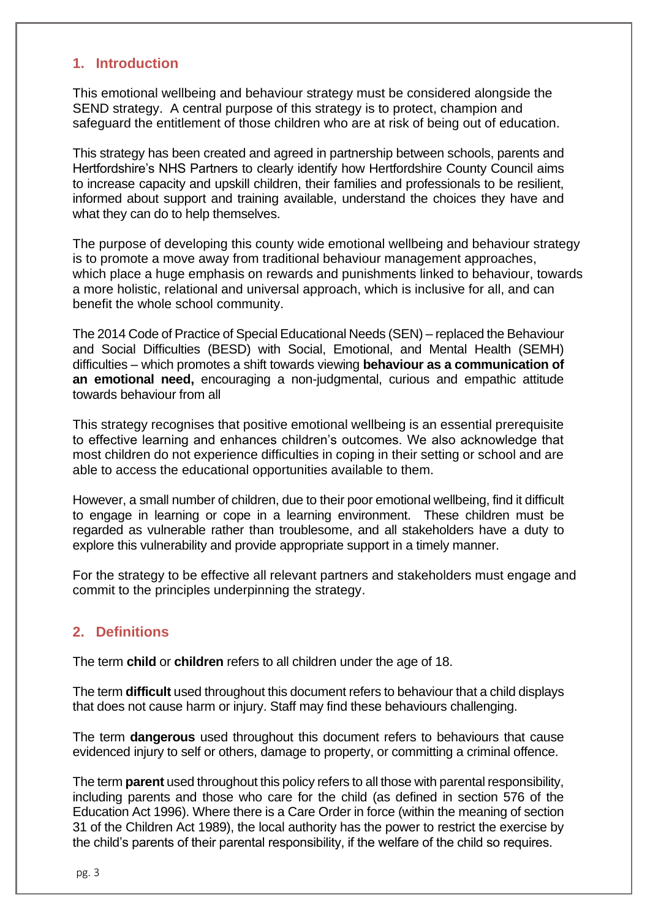## 1. Introduction

This emotional wellbeing and behaviour strategy must be considered alongside the SEND strategy. A central purpose of this strategy is to protect, champion and safeguard the entitlement of those children who are at risk of being out of education.

This strategy has been created and agreed in partnership between schools, parents and Hertfordshire's NHS Partners to clearly identify how Hertfordshire County Council aims to increase capacity and upskill children, their families and professionals to be resilient, informed about support and training available, understand the choices they have and what they can do to help themselves.

The purpose of developing this county wide emotional wellbeing and behaviour strategy is to promote a move away from traditional behaviour management approaches, which place a huge emphasis on rewards and punishments linked to behaviour, towards a more holistic, relational and universal approach, which is inclusive for all, and can benefit the whole school community.

The 2014 Code of Practice of Special Educational Needs (SEN) – replaced the Behaviour and Social Difficulties (BESD) with Social, Emotional, and Mental Health (SEMH) difficulties – which promotes a shift towards viewing **behaviour as a communication of an emotional need,** encouraging a non-judgmental, curious and empathic attitude towards behaviour from all

This strategy recognises that positive emotional wellbeing is an essential prerequisite to effective learning and enhances children's outcomes. We also acknowledge that most children do not experience difficulties in coping in their setting or school and are able to access the educational opportunities available to them.

However, a small number of children, due to their poor emotional wellbeing, find it difficult to engage in learning or cope in a learning environment. These children must be regarded as vulnerable rather than troublesome, and all stakeholders have a duty to explore this vulnerability and provide appropriate support in a timely manner.

For the strategy to be effective all relevant partners and stakeholders must engage and commit to the principles underpinning the strategy.

## 2. Definitions

The term **child** or **children** refers to all children under the age of 18.

The term **difficult** used throughout this document refers to behaviour that a child displays that does not cause harm or injury. Staff may find these behaviours challenging.

The term **dangerous** used throughout this document refers to behaviours that cause evidenced injury to self or others, damage to property, or committing a criminal offence.

The term **parent** used throughout this policy refers to all those with parental responsibility, including parents and those who care for the child (as defined in section 576 of the Education Act 1996). Where there is a Care Order in force (within the meaning of section 31 of the Children Act 1989), the local authority has the power to restrict the exercise by the child's parents of their parental responsibility, if the welfare of the child so requires.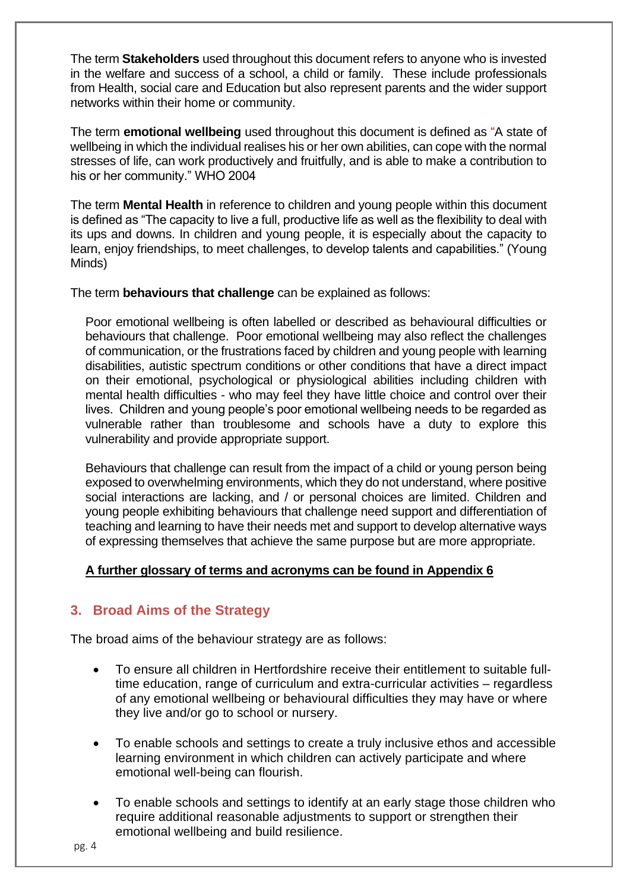The term **Stakeholders** used throughout this document refers to anyone who is invested in the welfare and success of a school, a child or family. These include professionals from Health, social care and Education but also represent parents and the wider support networks within their home or community.

The term **emotional wellbeing** used throughout this document is defined as "A state of wellbeing in which the individual realises his or her own abilities, can cope with the normal stresses of life, can work productively and fruitfully, and is able to make a contribution to his or her community." WHO 2004

The term **Mental Health** in reference to children and young people within this document is defined as "The capacity to live a full, productive life as well as the flexibility to deal with its ups and downs. In children and young people, it is especially about the capacity to learn, enjoy friendships, to meet challenges, to develop talents and capabilities." (Young Minds)

The term **behaviours that challenge** can be explained as follows:

> Poor emotional wellbeing is often labelled or described as behavioural difficulties or behaviours that challenge. Poor emotional wellbeing may also reflect the challenges of communication, or the frustrations faced by children and young people with learning disabilities, autistic spectrum conditions or other conditions that have a direct impact on their emotional, psychological or physiological abilities including children with mental health difficulties - who may feel they have little choice and control over their lives. Children and young people's poor emotional wellbeing needs to be regarded as vulnerable rather than troublesome and schools have a duty to explore this vulnerability and provide appropriate support.
>
> Behaviours that challenge can result from the impact of a child or young person being exposed to overwhelming environments, which they do not understand, where positive social interactions are lacking, and / or personal choices are limited. Children and young people exhibiting behaviours that challenge need support and differentiation of teaching and learning to have their needs met and support to develop alternative ways of expressing themselves that achieve the same purpose but are more appropriate.
>
> **A further glossary of terms and acronyms can be found in Appendix 6**

## 3. Broad Aims of the Strategy

The broad aims of the behaviour strategy are as follows:

- To ensure all children in Hertfordshire receive their entitlement to suitable full-time education, range of curriculum and extra-curricular activities – regardless of any emotional wellbeing or behavioural difficulties they may have or where they live and/or go to school or nursery.

- To enable schools and settings to create a truly inclusive ethos and accessible learning environment in which children can actively participate and where emotional well-being can flourish.

- To enable schools and settings to identify at an early stage those children who require additional reasonable adjustments to support or strengthen their emotional wellbeing and build resilience.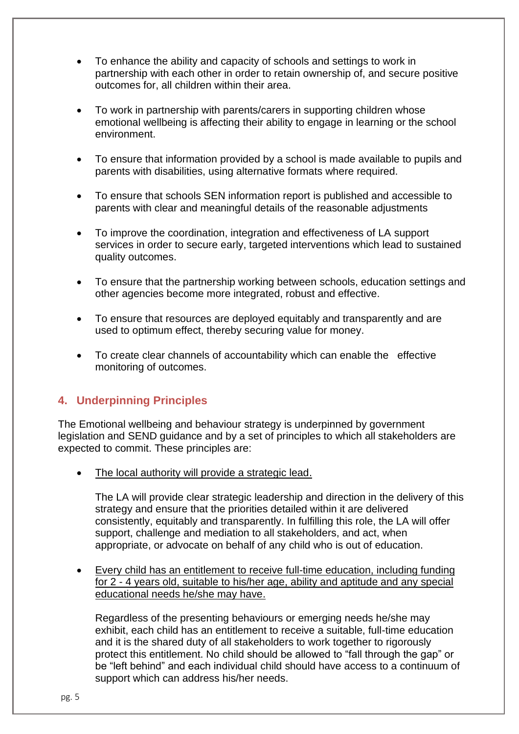- To enhance the ability and capacity of schools and settings to work in partnership with each other in order to retain ownership of, and secure positive outcomes for, all children within their area.

- To work in partnership with parents/carers in supporting children whose emotional wellbeing is affecting their ability to engage in learning or the school environment.

- To ensure that information provided by a school is made available to pupils and parents with disabilities, using alternative formats where required.

- To ensure that schools SEN information report is published and accessible to parents with clear and meaningful details of the reasonable adjustments

- To improve the coordination, integration and effectiveness of LA support services in order to secure early, targeted interventions which lead to sustained quality outcomes.

- To ensure that the partnership working between schools, education settings and other agencies become more integrated, robust and effective.

- To ensure that resources are deployed equitably and transparently and are used to optimum effect, thereby securing value for money.

- To create clear channels of accountability which can enable the effective monitoring of outcomes.

## 4. Underpinning Principles

The Emotional wellbeing and behaviour strategy is underpinned by government legislation and SEND guidance and by a set of principles to which all stakeholders are expected to commit. These principles are:

- <u>The local authority will provide a strategic lead.</u>

  The LA will provide clear strategic leadership and direction in the delivery of this strategy and ensure that the priorities detailed within it are delivered consistently, equitably and transparently. In fulfilling this role, the LA will offer support, challenge and mediation to all stakeholders, and act, when appropriate, or advocate on behalf of any child who is out of education.

- <u>Every child has an entitlement to receive full-time education, including funding for 2 - 4 years old, suitable to his/her age, ability and aptitude and any special educational needs he/she may have.</u>

  Regardless of the presenting behaviours or emerging needs he/she may exhibit, each child has an entitlement to receive a suitable, full-time education and it is the shared duty of all stakeholders to work together to rigorously protect this entitlement. No child should be allowed to "fall through the gap" or be "left behind" and each individual child should have access to a continuum of support which can address his/her needs.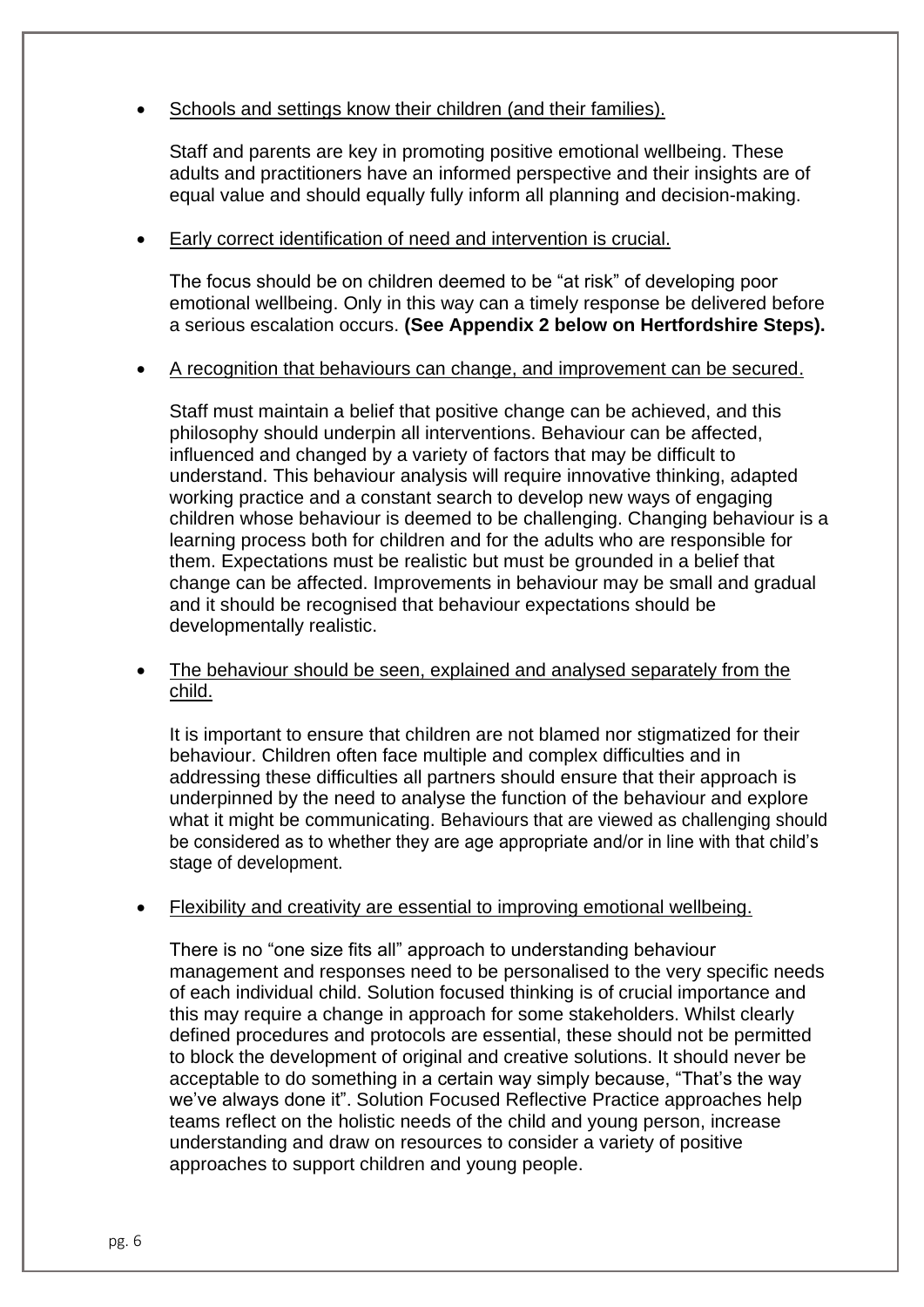- <u>Schools and settings know their children (and their families).</u>

  Staff and parents are key in promoting positive emotional wellbeing. These adults and practitioners have an informed perspective and their insights are of equal value and should equally fully inform all planning and decision-making.

- <u>Early correct identification of need and intervention is crucial.</u>

  The focus should be on children deemed to be "at risk" of developing poor emotional wellbeing. Only in this way can a timely response be delivered before a serious escalation occurs. **(See Appendix 2 below on Hertfordshire Steps).**

- <u>A recognition that behaviours can change, and improvement can be secured.</u>

  Staff must maintain a belief that positive change can be achieved, and this philosophy should underpin all interventions. Behaviour can be affected, influenced and changed by a variety of factors that may be difficult to understand. This behaviour analysis will require innovative thinking, adapted working practice and a constant search to develop new ways of engaging children whose behaviour is deemed to be challenging. Changing behaviour is a learning process both for children and for the adults who are responsible for them. Expectations must be realistic but must be grounded in a belief that change can be affected. Improvements in behaviour may be small and gradual and it should be recognised that behaviour expectations should be developmentally realistic.

- <u>The behaviour should be seen, explained and analysed separately from the child.</u>

  It is important to ensure that children are not blamed nor stigmatized for their behaviour. Children often face multiple and complex difficulties and in addressing these difficulties all partners should ensure that their approach is underpinned by the need to analyse the function of the behaviour and explore what it might be communicating. Behaviours that are viewed as challenging should be considered as to whether they are age appropriate and/or in line with that child's stage of development.

- <u>Flexibility and creativity are essential to improving emotional wellbeing.</u>

  There is no "one size fits all" approach to understanding behaviour management and responses need to be personalised to the very specific needs of each individual child. Solution focused thinking is of crucial importance and this may require a change in approach for some stakeholders. Whilst clearly defined procedures and protocols are essential, these should not be permitted to block the development of original and creative solutions. It should never be acceptable to do something in a certain way simply because, "That's the way we've always done it". Solution Focused Reflective Practice approaches help teams reflect on the holistic needs of the child and young person, increase understanding and draw on resources to consider a variety of positive approaches to support children and young people.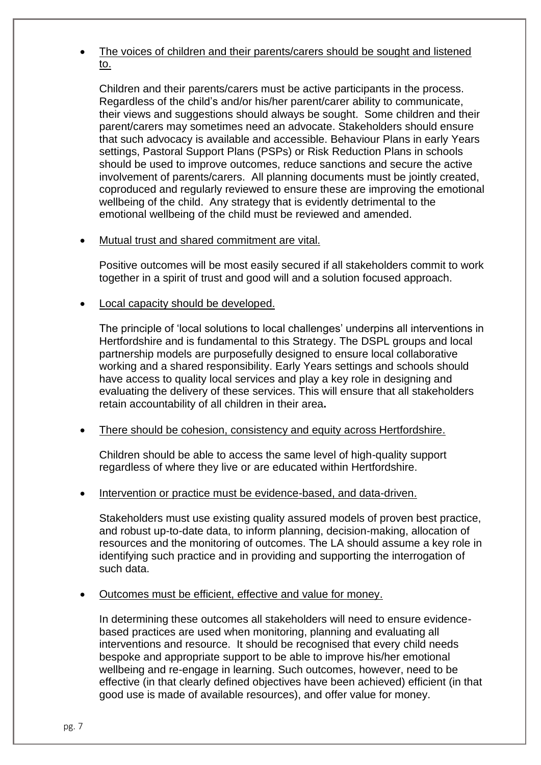- <u>The voices of children and their parents/carers should be sought and listened to.</u>

  Children and their parents/carers must be active participants in the process. Regardless of the child's and/or his/her parent/carer ability to communicate, their views and suggestions should always be sought. Some children and their parent/carers may sometimes need an advocate. Stakeholders should ensure that such advocacy is available and accessible. Behaviour Plans in early Years settings, Pastoral Support Plans (PSPs) or Risk Reduction Plans in schools should be used to improve outcomes, reduce sanctions and secure the active involvement of parents/carers. All planning documents must be jointly created, coproduced and regularly reviewed to ensure these are improving the emotional wellbeing of the child. Any strategy that is evidently detrimental to the emotional wellbeing of the child must be reviewed and amended.

- <u>Mutual trust and shared commitment are vital.</u>

  Positive outcomes will be most easily secured if all stakeholders commit to work together in a spirit of trust and good will and a solution focused approach.

- <u>Local capacity should be developed.</u>

  The principle of 'local solutions to local challenges' underpins all interventions in Hertfordshire and is fundamental to this Strategy. The DSPL groups and local partnership models are purposefully designed to ensure local collaborative working and a shared responsibility. Early Years settings and schools should have access to quality local services and play a key role in designing and evaluating the delivery of these services. This will ensure that all stakeholders retain accountability of all children in their area**.**

- <u>There should be cohesion, consistency and equity across Hertfordshire.</u>

  Children should be able to access the same level of high-quality support regardless of where they live or are educated within Hertfordshire.

- <u>Intervention or practice must be evidence-based, and data-driven.</u>

  Stakeholders must use existing quality assured models of proven best practice, and robust up-to-date data, to inform planning, decision-making, allocation of resources and the monitoring of outcomes. The LA should assume a key role in identifying such practice and in providing and supporting the interrogation of such data.

- <u>Outcomes must be efficient, effective and value for money.</u>

  In determining these outcomes all stakeholders will need to ensure evidence-based practices are used when monitoring, planning and evaluating all interventions and resource. It should be recognised that every child needs bespoke and appropriate support to be able to improve his/her emotional wellbeing and re-engage in learning. Such outcomes, however, need to be effective (in that clearly defined objectives have been achieved) efficient (in that good use is made of available resources), and offer value for money.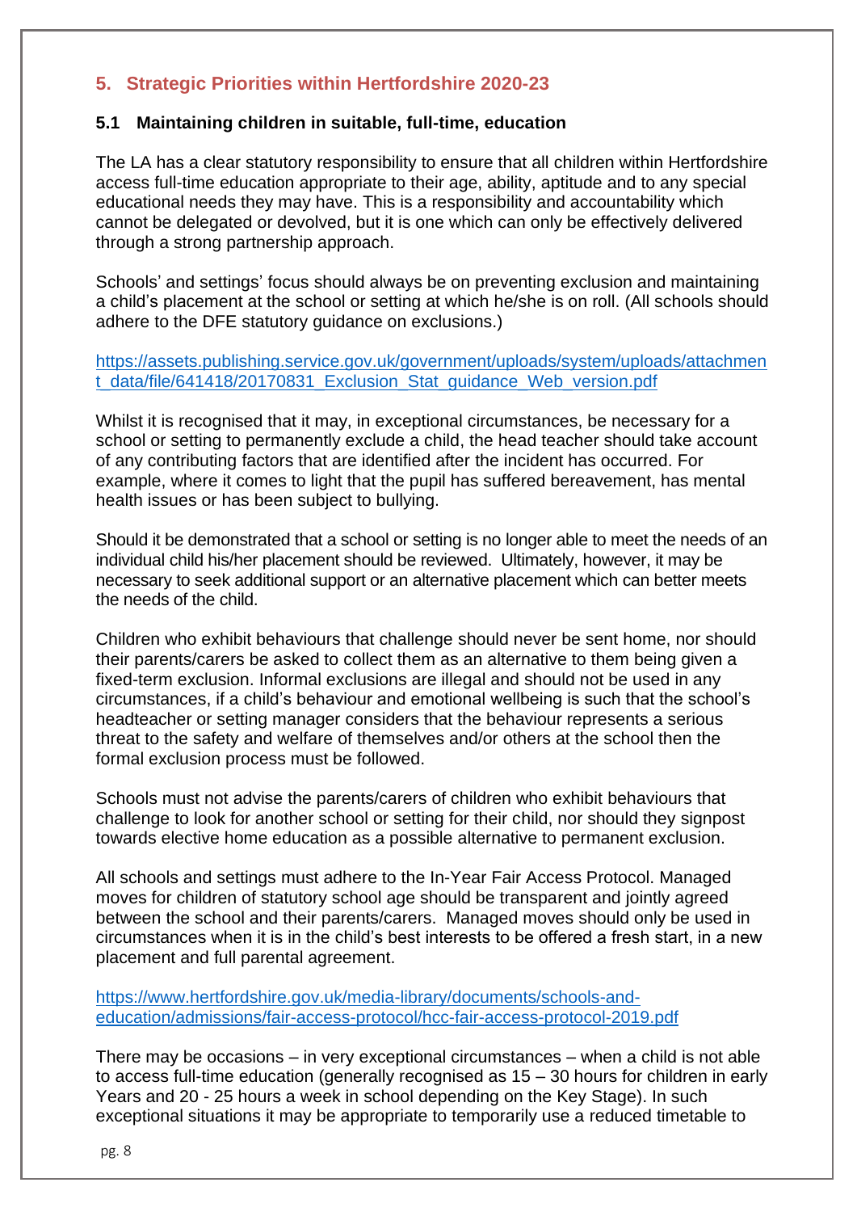## 5. Strategic Priorities within Hertfordshire 2020-23

### 5.1 Maintaining children in suitable, full-time, education

The LA has a clear statutory responsibility to ensure that all children within Hertfordshire access full-time education appropriate to their age, ability, aptitude and to any special educational needs they may have. This is a responsibility and accountability which cannot be delegated or devolved, but it is one which can only be effectively delivered through a strong partnership approach.

Schools' and settings' focus should always be on preventing exclusion and maintaining a child's placement at the school or setting at which he/she is on roll. (All schools should adhere to the DFE statutory guidance on exclusions.)

https://assets.publishing.service.gov.uk/government/uploads/system/uploads/attachment_data/file/641418/20170831_Exclusion_Stat_guidance_Web_version.pdf

Whilst it is recognised that it may, in exceptional circumstances, be necessary for a school or setting to permanently exclude a child, the head teacher should take account of any contributing factors that are identified after the incident has occurred. For example, where it comes to light that the pupil has suffered bereavement, has mental health issues or has been subject to bullying.

Should it be demonstrated that a school or setting is no longer able to meet the needs of an individual child his/her placement should be reviewed. Ultimately, however, it may be necessary to seek additional support or an alternative placement which can better meets the needs of the child.

Children who exhibit behaviours that challenge should never be sent home, nor should their parents/carers be asked to collect them as an alternative to them being given a fixed-term exclusion. Informal exclusions are illegal and should not be used in any circumstances, if a child's behaviour and emotional wellbeing is such that the school's headteacher or setting manager considers that the behaviour represents a serious threat to the safety and welfare of themselves and/or others at the school then the formal exclusion process must be followed.

Schools must not advise the parents/carers of children who exhibit behaviours that challenge to look for another school or setting for their child, nor should they signpost towards elective home education as a possible alternative to permanent exclusion.

All schools and settings must adhere to the In-Year Fair Access Protocol. Managed moves for children of statutory school age should be transparent and jointly agreed between the school and their parents/carers. Managed moves should only be used in circumstances when it is in the child's best interests to be offered a fresh start, in a new placement and full parental agreement.

https://www.hertfordshire.gov.uk/media-library/documents/schools-and-education/admissions/fair-access-protocol/hcc-fair-access-protocol-2019.pdf

There may be occasions – in very exceptional circumstances – when a child is not able to access full-time education (generally recognised as 15 – 30 hours for children in early Years and 20 - 25 hours a week in school depending on the Key Stage). In such exceptional situations it may be appropriate to temporarily use a reduced timetable to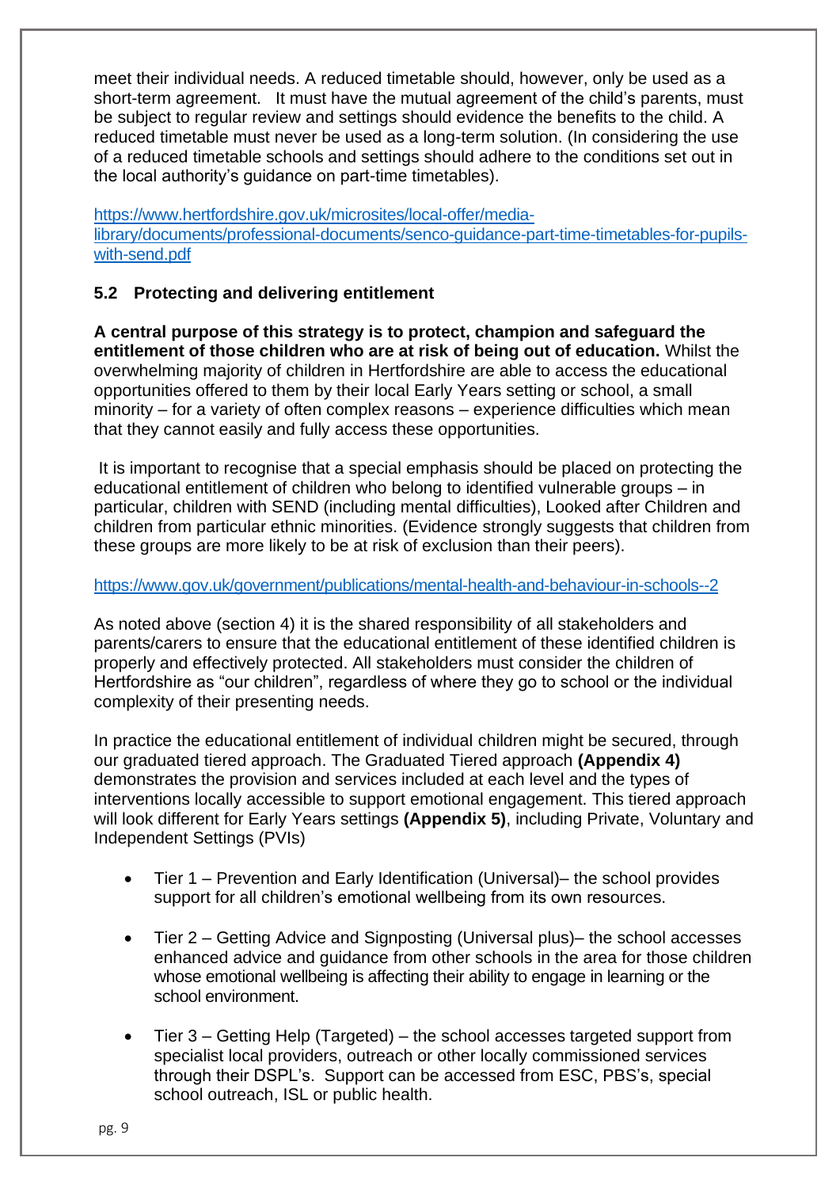meet their individual needs. A reduced timetable should, however, only be used as a short-term agreement.  It must have the mutual agreement of the child's parents, must be subject to regular review and settings should evidence the benefits to the child. A reduced timetable must never be used as a long-term solution. (In considering the use of a reduced timetable schools and settings should adhere to the conditions set out in the local authority's guidance on part-time timetables).

https://www.hertfordshire.gov.uk/microsites/local-offer/media-library/documents/professional-documents/senco-guidance-part-time-timetables-for-pupils-with-send.pdf

### 5.2 Protecting and delivering entitlement

**A central purpose of this strategy is to protect, champion and safeguard the entitlement of those children who are at risk of being out of education.** Whilst the overwhelming majority of children in Hertfordshire are able to access the educational opportunities offered to them by their local Early Years setting or school, a small minority – for a variety of often complex reasons – experience difficulties which mean that they cannot easily and fully access these opportunities.

It is important to recognise that a special emphasis should be placed on protecting the educational entitlement of children who belong to identified vulnerable groups – in particular, children with SEND (including mental difficulties), Looked after Children and children from particular ethnic minorities. (Evidence strongly suggests that children from these groups are more likely to be at risk of exclusion than their peers).

https://www.gov.uk/government/publications/mental-health-and-behaviour-in-schools--2

As noted above (section 4) it is the shared responsibility of all stakeholders and parents/carers to ensure that the educational entitlement of these identified children is properly and effectively protected. All stakeholders must consider the children of Hertfordshire as "our children", regardless of where they go to school or the individual complexity of their presenting needs.

In practice the educational entitlement of individual children might be secured, through our graduated tiered approach. The Graduated Tiered approach **(Appendix 4)** demonstrates the provision and services included at each level and the types of interventions locally accessible to support emotional engagement. This tiered approach will look different for Early Years settings **(Appendix 5)**, including Private, Voluntary and Independent Settings (PVIs)

- Tier 1 – Prevention and Early Identification (Universal)– the school provides support for all children's emotional wellbeing from its own resources.
- Tier 2 – Getting Advice and Signposting (Universal plus)– the school accesses enhanced advice and guidance from other schools in the area for those children whose emotional wellbeing is affecting their ability to engage in learning or the school environment.
- Tier 3 – Getting Help (Targeted) – the school accesses targeted support from specialist local providers, outreach or other locally commissioned services through their DSPL's.  Support can be accessed from ESC, PBS's, special school outreach, ISL or public health.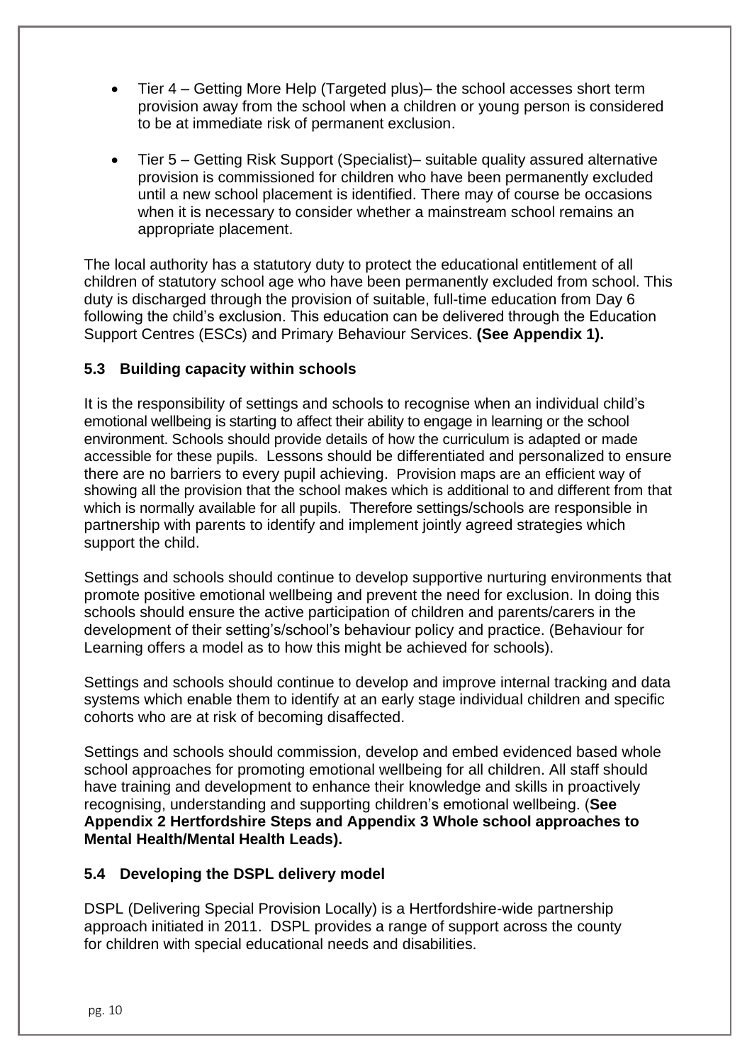- Tier 4 – Getting More Help (Targeted plus)– the school accesses short term provision away from the school when a children or young person is considered to be at immediate risk of permanent exclusion.
- Tier 5 – Getting Risk Support (Specialist)– suitable quality assured alternative provision is commissioned for children who have been permanently excluded until a new school placement is identified. There may of course be occasions when it is necessary to consider whether a mainstream school remains an appropriate placement.

The local authority has a statutory duty to protect the educational entitlement of all children of statutory school age who have been permanently excluded from school. This duty is discharged through the provision of suitable, full-time education from Day 6 following the child's exclusion. This education can be delivered through the Education Support Centres (ESCs) and Primary Behaviour Services. **(See Appendix 1).**

### 5.3 Building capacity within schools

It is the responsibility of settings and schools to recognise when an individual child's emotional wellbeing is starting to affect their ability to engage in learning or the school environment. Schools should provide details of how the curriculum is adapted or made accessible for these pupils. Lessons should be differentiated and personalized to ensure there are no barriers to every pupil achieving. Provision maps are an efficient way of showing all the provision that the school makes which is additional to and different from that which is normally available for all pupils. Therefore settings/schools are responsible in partnership with parents to identify and implement jointly agreed strategies which support the child.

Settings and schools should continue to develop supportive nurturing environments that promote positive emotional wellbeing and prevent the need for exclusion. In doing this schools should ensure the active participation of children and parents/carers in the development of their setting's/school's behaviour policy and practice. (Behaviour for Learning offers a model as to how this might be achieved for schools).

Settings and schools should continue to develop and improve internal tracking and data systems which enable them to identify at an early stage individual children and specific cohorts who are at risk of becoming disaffected.

Settings and schools should commission, develop and embed evidenced based whole school approaches for promoting emotional wellbeing for all children. All staff should have training and development to enhance their knowledge and skills in proactively recognising, understanding and supporting children's emotional wellbeing. (**See Appendix 2 Hertfordshire Steps and Appendix 3 Whole school approaches to Mental Health/Mental Health Leads).**

### 5.4 Developing the DSPL delivery model

DSPL (Delivering Special Provision Locally) is a Hertfordshire-wide partnership approach initiated in 2011. DSPL provides a range of support across the county for children with special educational needs and disabilities.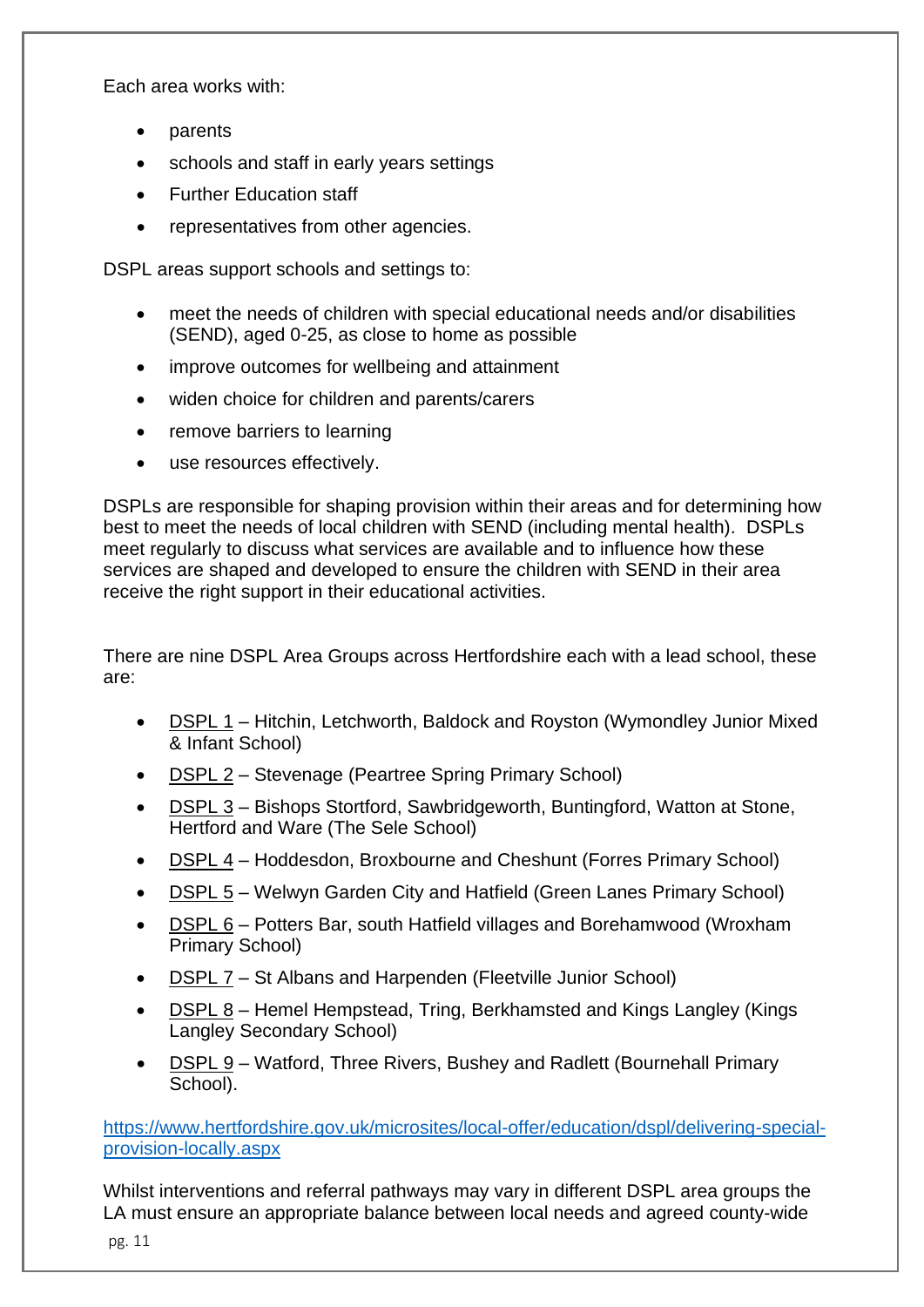Each area works with:

- parents
- schools and staff in early years settings
- Further Education staff
- representatives from other agencies.

DSPL areas support schools and settings to:

- meet the needs of children with special educational needs and/or disabilities (SEND), aged 0-25, as close to home as possible
- improve outcomes for wellbeing and attainment
- widen choice for children and parents/carers
- remove barriers to learning
- use resources effectively.

DSPLs are responsible for shaping provision within their areas and for determining how best to meet the needs of local children with SEND (including mental health). DSPLs meet regularly to discuss what services are available and to influence how these services are shaped and developed to ensure the children with SEND in their area receive the right support in their educational activities.

There are nine DSPL Area Groups across Hertfordshire each with a lead school, these are:

- DSPL 1 – Hitchin, Letchworth, Baldock and Royston (Wymondley Junior Mixed & Infant School)
- DSPL 2 – Stevenage (Peartree Spring Primary School)
- DSPL 3 – Bishops Stortford, Sawbridgeworth, Buntingford, Watton at Stone, Hertford and Ware (The Sele School)
- DSPL 4 – Hoddesdon, Broxbourne and Cheshunt (Forres Primary School)
- DSPL 5 – Welwyn Garden City and Hatfield (Green Lanes Primary School)
- DSPL 6 – Potters Bar, south Hatfield villages and Borehamwood (Wroxham Primary School)
- DSPL 7 – St Albans and Harpenden (Fleetville Junior School)
- DSPL 8 – Hemel Hempstead, Tring, Berkhamsted and Kings Langley (Kings Langley Secondary School)
- DSPL 9 – Watford, Three Rivers, Bushey and Radlett (Bournehall Primary School).

https://www.hertfordshire.gov.uk/microsites/local-offer/education/dspl/delivering-special-provision-locally.aspx

Whilst interventions and referral pathways may vary in different DSPL area groups the LA must ensure an appropriate balance between local needs and agreed county-wide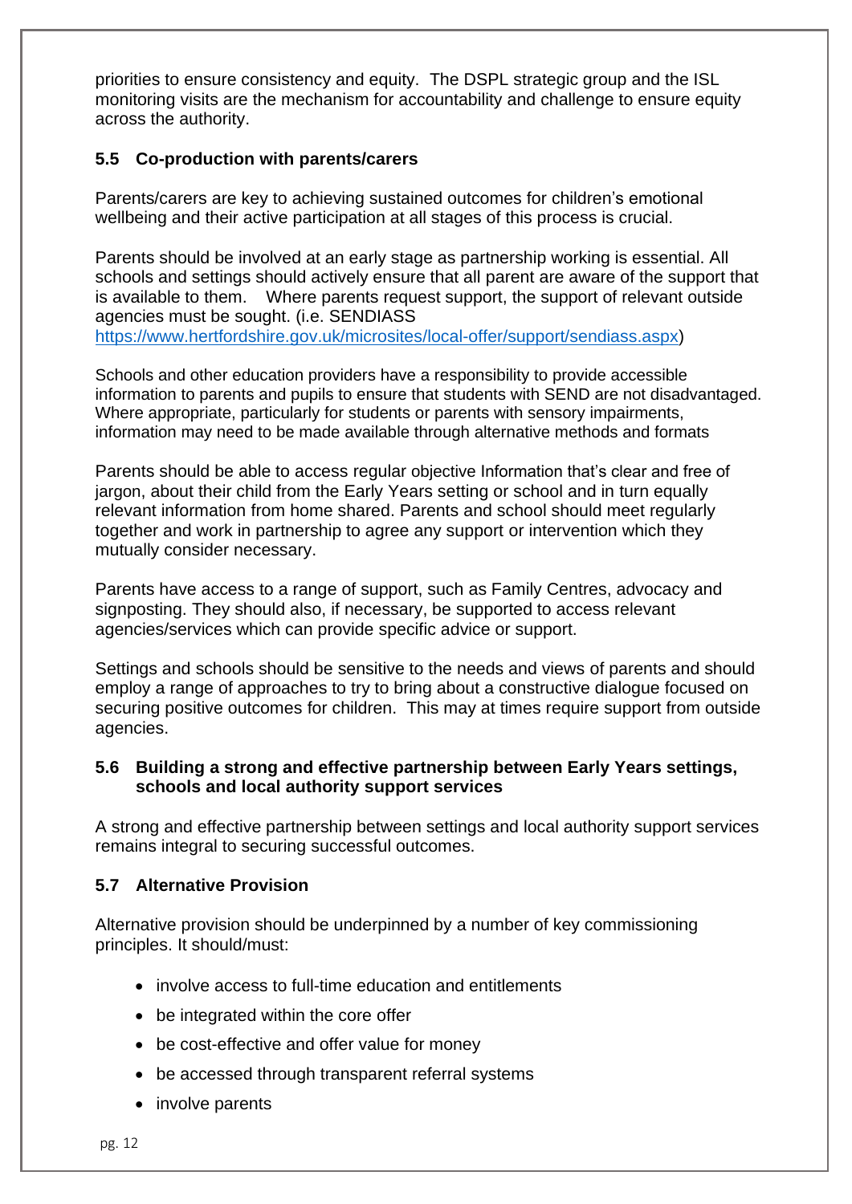priorities to ensure consistency and equity. The DSPL strategic group and the ISL monitoring visits are the mechanism for accountability and challenge to ensure equity across the authority.

### 5.5 Co-production with parents/carers

Parents/carers are key to achieving sustained outcomes for children's emotional wellbeing and their active participation at all stages of this process is crucial.

Parents should be involved at an early stage as partnership working is essential. All schools and settings should actively ensure that all parent are aware of the support that is available to them. Where parents request support, the support of relevant outside agencies must be sought. (i.e. SENDIASS https://www.hertfordshire.gov.uk/microsites/local-offer/support/sendiass.aspx)

Schools and other education providers have a responsibility to provide accessible information to parents and pupils to ensure that students with SEND are not disadvantaged. Where appropriate, particularly for students or parents with sensory impairments, information may need to be made available through alternative methods and formats

Parents should be able to access regular objective Information that's clear and free of jargon, about their child from the Early Years setting or school and in turn equally relevant information from home shared. Parents and school should meet regularly together and work in partnership to agree any support or intervention which they mutually consider necessary.

Parents have access to a range of support, such as Family Centres, advocacy and signposting. They should also, if necessary, be supported to access relevant agencies/services which can provide specific advice or support.

Settings and schools should be sensitive to the needs and views of parents and should employ a range of approaches to try to bring about a constructive dialogue focused on securing positive outcomes for children. This may at times require support from outside agencies.

### 5.6 Building a strong and effective partnership between Early Years settings, schools and local authority support services

A strong and effective partnership between settings and local authority support services remains integral to securing successful outcomes.

### 5.7 Alternative Provision

Alternative provision should be underpinned by a number of key commissioning principles. It should/must:

- involve access to full-time education and entitlements
- be integrated within the core offer
- be cost-effective and offer value for money
- be accessed through transparent referral systems
- involve parents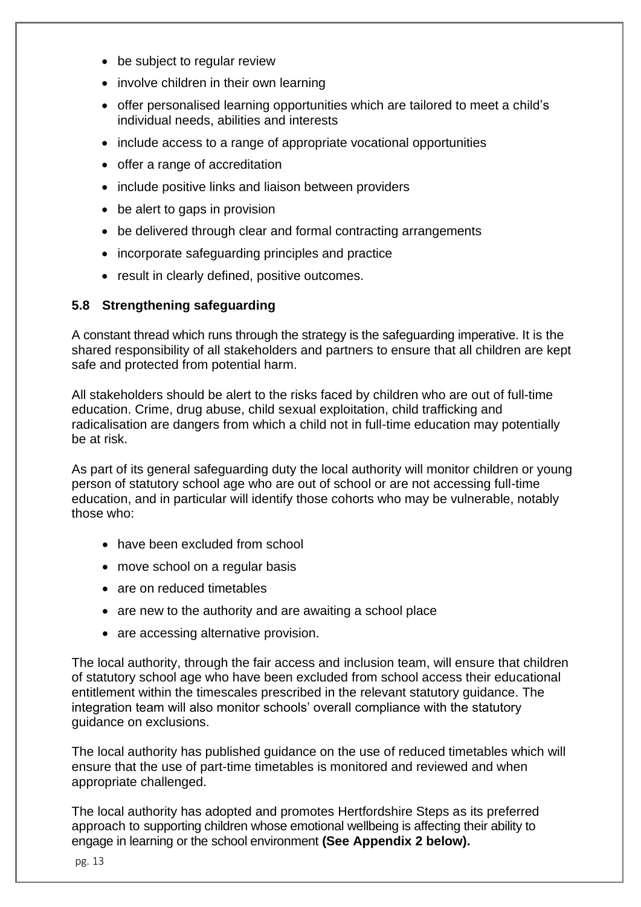- be subject to regular review
- involve children in their own learning
- offer personalised learning opportunities which are tailored to meet a child's individual needs, abilities and interests
- include access to a range of appropriate vocational opportunities
- offer a range of accreditation
- include positive links and liaison between providers
- be alert to gaps in provision
- be delivered through clear and formal contracting arrangements
- incorporate safeguarding principles and practice
- result in clearly defined, positive outcomes.

### 5.8 Strengthening safeguarding

A constant thread which runs through the strategy is the safeguarding imperative. It is the shared responsibility of all stakeholders and partners to ensure that all children are kept safe and protected from potential harm.

All stakeholders should be alert to the risks faced by children who are out of full-time education. Crime, drug abuse, child sexual exploitation, child trafficking and radicalisation are dangers from which a child not in full-time education may potentially be at risk.

As part of its general safeguarding duty the local authority will monitor children or young person of statutory school age who are out of school or are not accessing full-time education, and in particular will identify those cohorts who may be vulnerable, notably those who:

- have been excluded from school
- move school on a regular basis
- are on reduced timetables
- are new to the authority and are awaiting a school place
- are accessing alternative provision.

The local authority, through the fair access and inclusion team, will ensure that children of statutory school age who have been excluded from school access their educational entitlement within the timescales prescribed in the relevant statutory guidance. The integration team will also monitor schools' overall compliance with the statutory guidance on exclusions.

The local authority has published guidance on the use of reduced timetables which will ensure that the use of part-time timetables is monitored and reviewed and when appropriate challenged.

The local authority has adopted and promotes Hertfordshire Steps as its preferred approach to supporting children whose emotional wellbeing is affecting their ability to engage in learning or the school environment **(See Appendix 2 below).**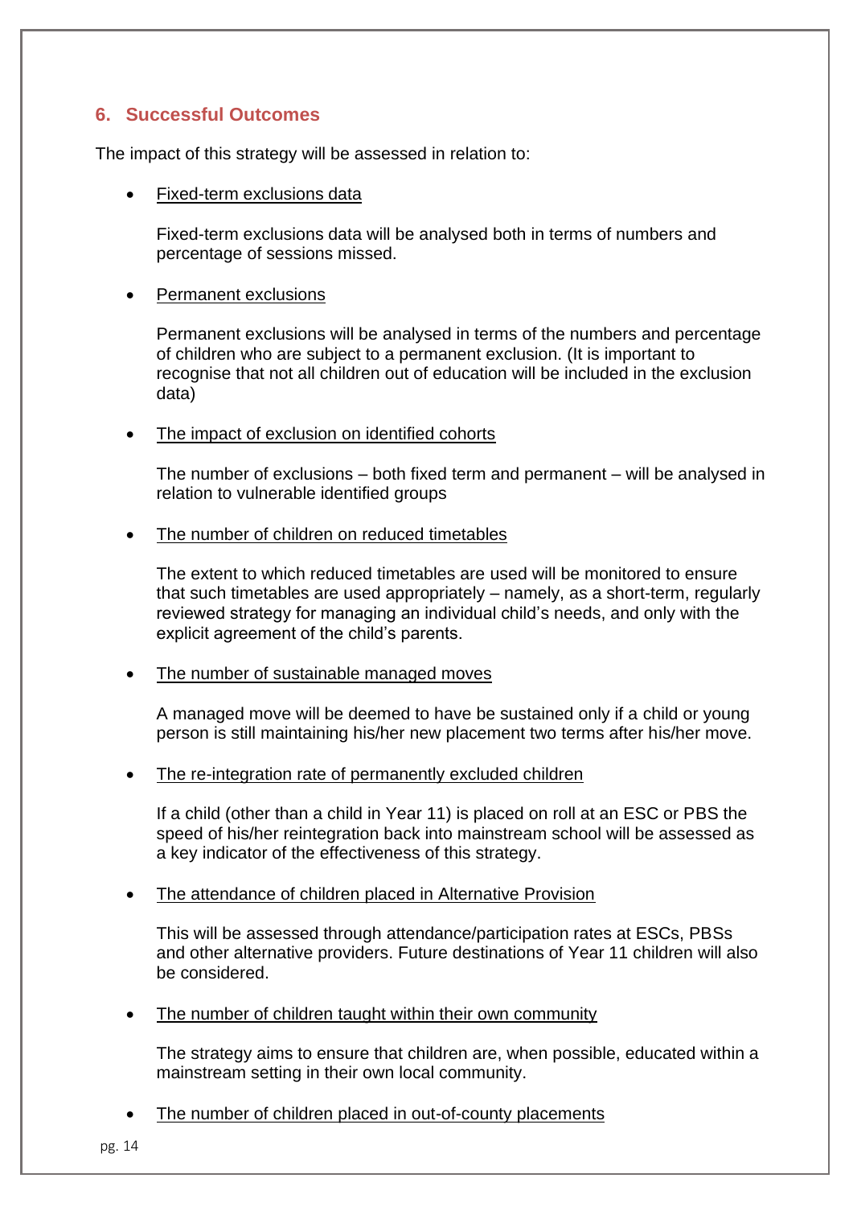## 6. Successful Outcomes

The impact of this strategy will be assessed in relation to:

- <u>Fixed-term exclusions data</u>

  Fixed-term exclusions data will be analysed both in terms of numbers and percentage of sessions missed.

- <u>Permanent exclusions</u>

  Permanent exclusions will be analysed in terms of the numbers and percentage of children who are subject to a permanent exclusion. (It is important to recognise that not all children out of education will be included in the exclusion data)

- <u>The impact of exclusion on identified cohorts</u>

  The number of exclusions – both fixed term and permanent – will be analysed in relation to vulnerable identified groups

- <u>The number of children on reduced timetables</u>

  The extent to which reduced timetables are used will be monitored to ensure that such timetables are used appropriately – namely, as a short-term, regularly reviewed strategy for managing an individual child's needs, and only with the explicit agreement of the child's parents.

- <u>The number of sustainable managed moves</u>

  A managed move will be deemed to have be sustained only if a child or young person is still maintaining his/her new placement two terms after his/her move.

- <u>The re-integration rate of permanently excluded children</u>

  If a child (other than a child in Year 11) is placed on roll at an ESC or PBS the speed of his/her reintegration back into mainstream school will be assessed as a key indicator of the effectiveness of this strategy.

- <u>The attendance of children placed in Alternative Provision</u>

  This will be assessed through attendance/participation rates at ESCs, PBSs and other alternative providers. Future destinations of Year 11 children will also be considered.

- <u>The number of children taught within their own community</u>

  The strategy aims to ensure that children are, when possible, educated within a mainstream setting in their own local community.

- <u>The number of children placed in out-of-county placements</u>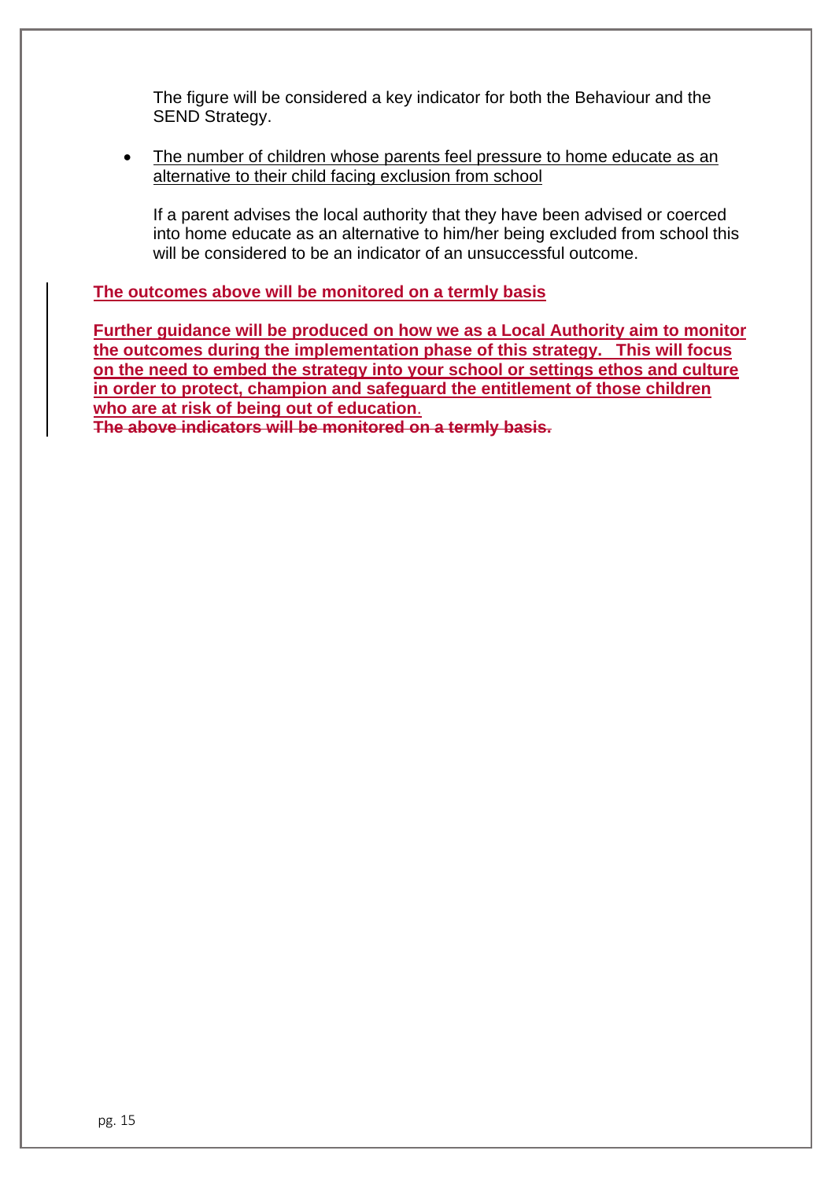The figure will be considered a key indicator for both the Behaviour and the SEND Strategy.

- The number of children whose parents feel pressure to home educate as an alternative to their child facing exclusion from school

  If a parent advises the local authority that they have been advised or coerced into home educate as an alternative to him/her being excluded from school this will be considered to be an indicator of an unsuccessful outcome.

**The outcomes above will be monitored on a termly basis**

**Further guidance will be produced on how we as a Local Authority aim to monitor the outcomes during the implementation phase of this strategy. This will focus on the need to embed the strategy into your school or settings ethos and culture in order to protect, champion and safeguard the entitlement of those children who are at risk of being out of education**.

**~~The above indicators will be monitored on a termly basis.~~**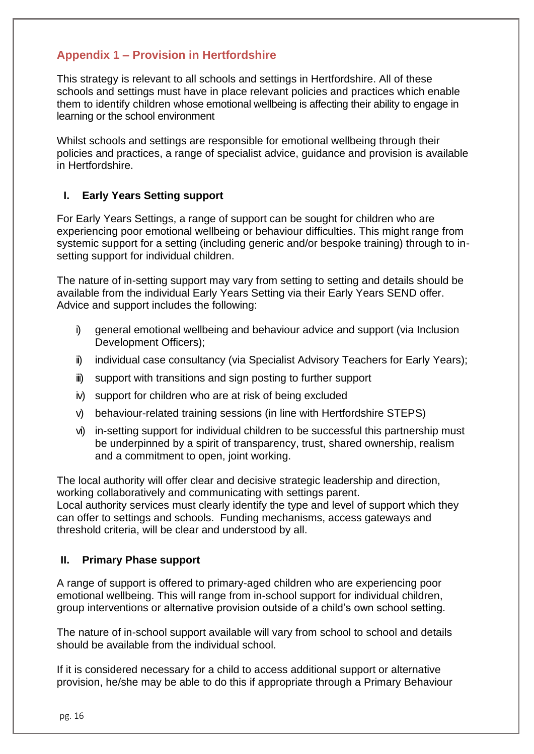## Appendix 1 – Provision in Hertfordshire

This strategy is relevant to all schools and settings in Hertfordshire. All of these schools and settings must have in place relevant policies and practices which enable them to identify children whose emotional wellbeing is affecting their ability to engage in learning or the school environment

Whilst schools and settings are responsible for emotional wellbeing through their policies and practices, a range of specialist advice, guidance and provision is available in Hertfordshire.

### I. Early Years Setting support

For Early Years Settings, a range of support can be sought for children who are experiencing poor emotional wellbeing or behaviour difficulties. This might range from systemic support for a setting (including generic and/or bespoke training) through to in-setting support for individual children.

The nature of in-setting support may vary from setting to setting and details should be available from the individual Early Years Setting via their Early Years SEND offer. Advice and support includes the following:

i) general emotional wellbeing and behaviour advice and support (via Inclusion Development Officers);
ii) individual case consultancy (via Specialist Advisory Teachers for Early Years);
iii) support with transitions and sign posting to further support
iv) support for children who are at risk of being excluded
v) behaviour-related training sessions (in line with Hertfordshire STEPS)
vi) in-setting support for individual children to be successful this partnership must be underpinned by a spirit of transparency, trust, shared ownership, realism and a commitment to open, joint working.

The local authority will offer clear and decisive strategic leadership and direction, working collaboratively and communicating with settings parent.
Local authority services must clearly identify the type and level of support which they can offer to settings and schools. Funding mechanisms, access gateways and threshold criteria, will be clear and understood by all.

### II. Primary Phase support

A range of support is offered to primary-aged children who are experiencing poor emotional wellbeing. This will range from in-school support for individual children, group interventions or alternative provision outside of a child's own school setting.

The nature of in-school support available will vary from school to school and details should be available from the individual school.

If it is considered necessary for a child to access additional support or alternative provision, he/she may be able to do this if appropriate through a Primary Behaviour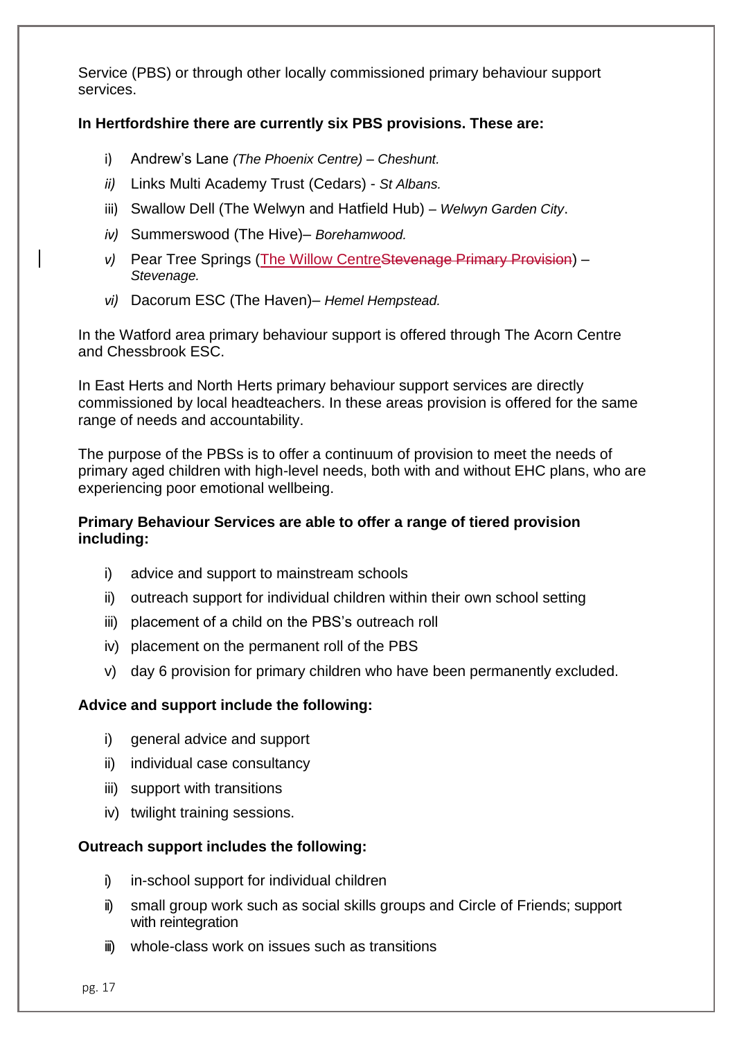Service (PBS) or through other locally commissioned primary behaviour support services.

**In Hertfordshire there are currently six PBS provisions. These are:**

i) Andrew's Lane *(The Phoenix Centre) – Cheshunt.*

*ii)* Links Multi Academy Trust (Cedars) - *St Albans.*

iii) Swallow Dell (The Welwyn and Hatfield Hub) – *Welwyn Garden City*.

*iv)* Summerswood (The Hive)– *Borehamwood.*

*v)* Pear Tree Springs (The Willow Centre~~Stevenage Primary Provision~~) – *Stevenage.*

*vi)* Dacorum ESC (The Haven)– *Hemel Hempstead.*

In the Watford area primary behaviour support is offered through The Acorn Centre and Chessbrook ESC.

In East Herts and North Herts primary behaviour support services are directly commissioned by local headteachers. In these areas provision is offered for the same range of needs and accountability.

The purpose of the PBSs is to offer a continuum of provision to meet the needs of primary aged children with high-level needs, both with and without EHC plans, who are experiencing poor emotional wellbeing.

**Primary Behaviour Services are able to offer a range of tiered provision including:**

i) advice and support to mainstream schools

ii) outreach support for individual children within their own school setting

iii) placement of a child on the PBS's outreach roll

iv) placement on the permanent roll of the PBS

v) day 6 provision for primary children who have been permanently excluded.

**Advice and support include the following:**

i) general advice and support

ii) individual case consultancy

iii) support with transitions

iv) twilight training sessions.

**Outreach support includes the following:**

i) in-school support for individual children

ii) small group work such as social skills groups and Circle of Friends; support with reintegration

iii) whole-class work on issues such as transitions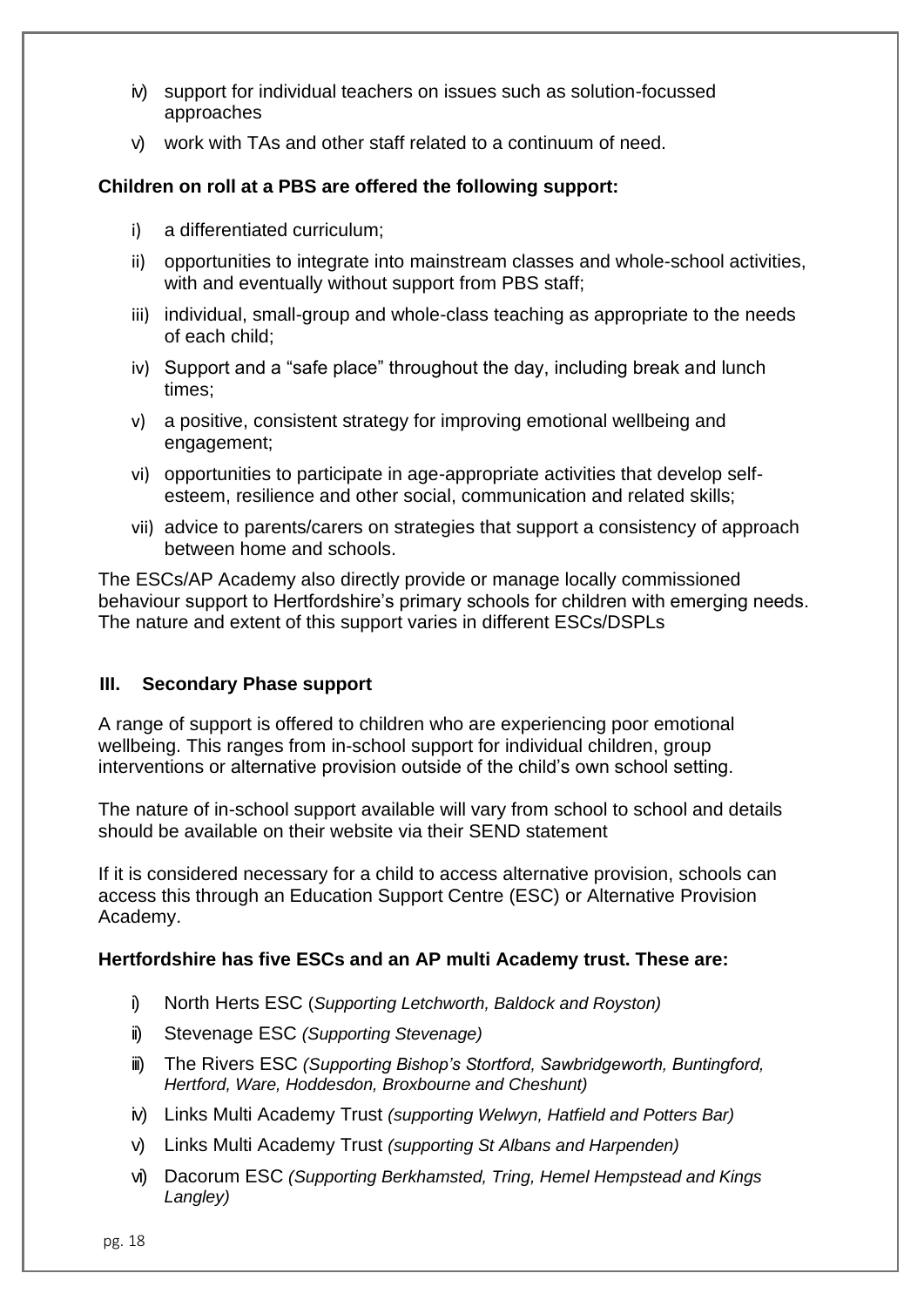iv) support for individual teachers on issues such as solution-focussed approaches

v) work with TAs and other staff related to a continuum of need.

**Children on roll at a PBS are offered the following support:**

i) a differentiated curriculum;

ii) opportunities to integrate into mainstream classes and whole-school activities, with and eventually without support from PBS staff;

iii) individual, small-group and whole-class teaching as appropriate to the needs of each child;

iv) Support and a "safe place" throughout the day, including break and lunch times;

v) a positive, consistent strategy for improving emotional wellbeing and engagement;

vi) opportunities to participate in age-appropriate activities that develop self-esteem, resilience and other social, communication and related skills;

vii) advice to parents/carers on strategies that support a consistency of approach between home and schools.

The ESCs/AP Academy also directly provide or manage locally commissioned behaviour support to Hertfordshire's primary schools for children with emerging needs. The nature and extent of this support varies in different ESCs/DSPLs

### III. Secondary Phase support

A range of support is offered to children who are experiencing poor emotional wellbeing. This ranges from in-school support for individual children, group interventions or alternative provision outside of the child's own school setting.

The nature of in-school support available will vary from school to school and details should be available on their website via their SEND statement

If it is considered necessary for a child to access alternative provision, schools can access this through an Education Support Centre (ESC) or Alternative Provision Academy.

**Hertfordshire has five ESCs and an AP multi Academy trust. These are:**

i) North Herts ESC (*Supporting Letchworth, Baldock and Royston)*

ii) Stevenage ESC *(Supporting Stevenage)*

iii) The Rivers ESC *(Supporting Bishop's Stortford, Sawbridgeworth, Buntingford, Hertford, Ware, Hoddesdon, Broxbourne and Cheshunt)*

iv) Links Multi Academy Trust *(supporting Welwyn, Hatfield and Potters Bar)*

v) Links Multi Academy Trust *(supporting St Albans and Harpenden)*

vi) Dacorum ESC *(Supporting Berkhamsted, Tring, Hemel Hempstead and Kings Langley)*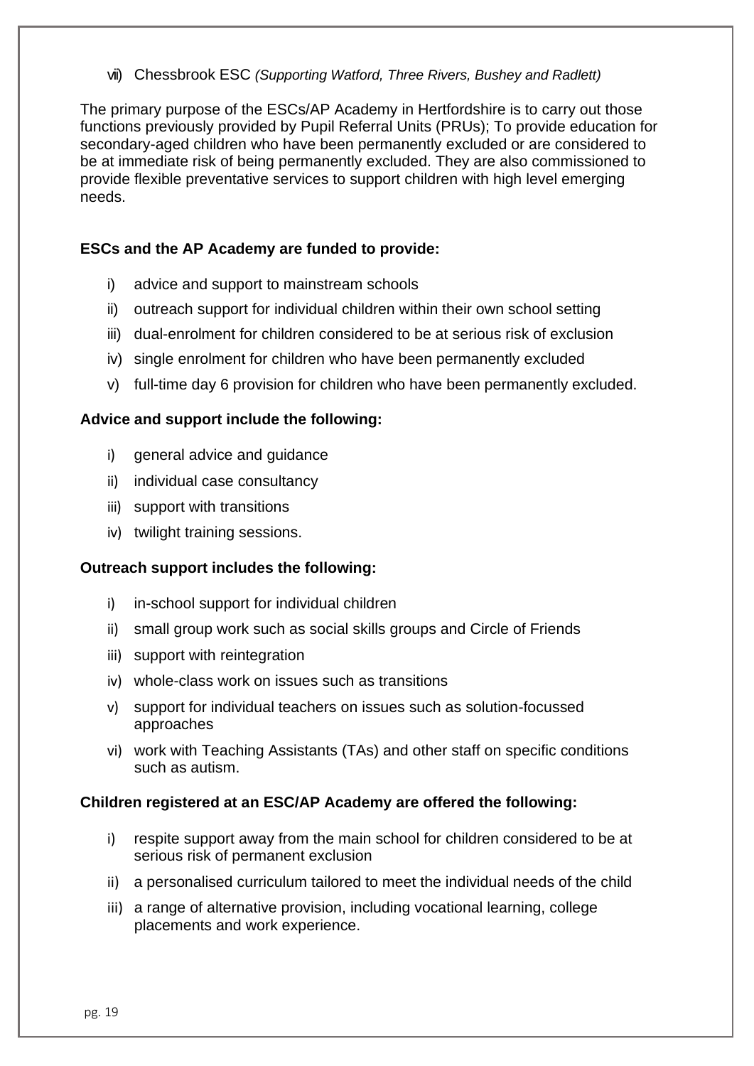vii) Chessbrook ESC *(Supporting Watford, Three Rivers, Bushey and Radlett)*

The primary purpose of the ESCs/AP Academy in Hertfordshire is to carry out those functions previously provided by Pupil Referral Units (PRUs); To provide education for secondary-aged children who have been permanently excluded or are considered to be at immediate risk of being permanently excluded. They are also commissioned to provide flexible preventative services to support children with high level emerging needs.

**ESCs and the AP Academy are funded to provide:**

i) advice and support to mainstream schools
ii) outreach support for individual children within their own school setting
iii) dual-enrolment for children considered to be at serious risk of exclusion
iv) single enrolment for children who have been permanently excluded
v) full-time day 6 provision for children who have been permanently excluded.

**Advice and support include the following:**

i) general advice and guidance
ii) individual case consultancy
iii) support with transitions
iv) twilight training sessions.

**Outreach support includes the following:**

i) in-school support for individual children
ii) small group work such as social skills groups and Circle of Friends
iii) support with reintegration
iv) whole-class work on issues such as transitions
v) support for individual teachers on issues such as solution-focussed approaches
vi) work with Teaching Assistants (TAs) and other staff on specific conditions such as autism.

**Children registered at an ESC/AP Academy are offered the following:**

i) respite support away from the main school for children considered to be at serious risk of permanent exclusion
ii) a personalised curriculum tailored to meet the individual needs of the child
iii) a range of alternative provision, including vocational learning, college placements and work experience.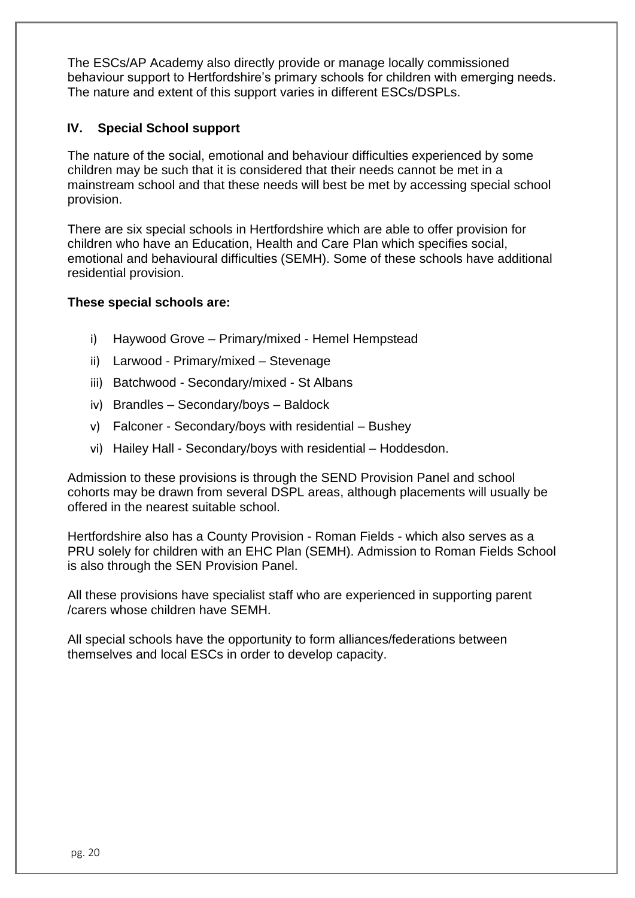The ESCs/AP Academy also directly provide or manage locally commissioned behaviour support to Hertfordshire's primary schools for children with emerging needs. The nature and extent of this support varies in different ESCs/DSPLs.

### IV. Special School support

The nature of the social, emotional and behaviour difficulties experienced by some children may be such that it is considered that their needs cannot be met in a mainstream school and that these needs will best be met by accessing special school provision.

There are six special schools in Hertfordshire which are able to offer provision for children who have an Education, Health and Care Plan which specifies social, emotional and behavioural difficulties (SEMH). Some of these schools have additional residential provision.

**These special schools are:**

i) Haywood Grove – Primary/mixed - Hemel Hempstead
ii) Larwood - Primary/mixed – Stevenage
iii) Batchwood - Secondary/mixed - St Albans
iv) Brandles – Secondary/boys – Baldock
v) Falconer - Secondary/boys with residential – Bushey
vi) Hailey Hall - Secondary/boys with residential – Hoddesdon.

Admission to these provisions is through the SEND Provision Panel and school cohorts may be drawn from several DSPL areas, although placements will usually be offered in the nearest suitable school.

Hertfordshire also has a County Provision - Roman Fields - which also serves as a PRU solely for children with an EHC Plan (SEMH). Admission to Roman Fields School is also through the SEN Provision Panel.

All these provisions have specialist staff who are experienced in supporting parent /carers whose children have SEMH.

All special schools have the opportunity to form alliances/federations between themselves and local ESCs in order to develop capacity.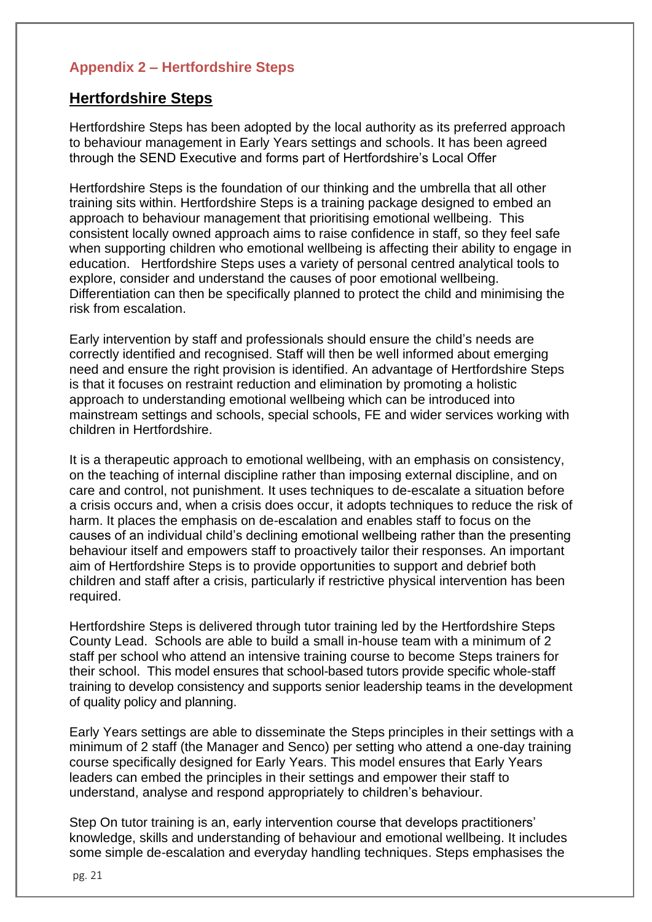## Appendix 2 – Hertfordshire Steps

## Hertfordshire Steps

Hertfordshire Steps has been adopted by the local authority as its preferred approach to behaviour management in Early Years settings and schools. It has been agreed through the SEND Executive and forms part of Hertfordshire's Local Offer

Hertfordshire Steps is the foundation of our thinking and the umbrella that all other training sits within. Hertfordshire Steps is a training package designed to embed an approach to behaviour management that prioritising emotional wellbeing. This consistent locally owned approach aims to raise confidence in staff, so they feel safe when supporting children who emotional wellbeing is affecting their ability to engage in education. Hertfordshire Steps uses a variety of personal centred analytical tools to explore, consider and understand the causes of poor emotional wellbeing. Differentiation can then be specifically planned to protect the child and minimising the risk from escalation.

Early intervention by staff and professionals should ensure the child's needs are correctly identified and recognised. Staff will then be well informed about emerging need and ensure the right provision is identified. An advantage of Hertfordshire Steps is that it focuses on restraint reduction and elimination by promoting a holistic approach to understanding emotional wellbeing which can be introduced into mainstream settings and schools, special schools, FE and wider services working with children in Hertfordshire.

It is a therapeutic approach to emotional wellbeing, with an emphasis on consistency, on the teaching of internal discipline rather than imposing external discipline, and on care and control, not punishment. It uses techniques to de-escalate a situation before a crisis occurs and, when a crisis does occur, it adopts techniques to reduce the risk of harm. It places the emphasis on de-escalation and enables staff to focus on the causes of an individual child's declining emotional wellbeing rather than the presenting behaviour itself and empowers staff to proactively tailor their responses. An important aim of Hertfordshire Steps is to provide opportunities to support and debrief both children and staff after a crisis, particularly if restrictive physical intervention has been required.

Hertfordshire Steps is delivered through tutor training led by the Hertfordshire Steps County Lead. Schools are able to build a small in-house team with a minimum of 2 staff per school who attend an intensive training course to become Steps trainers for their school. This model ensures that school-based tutors provide specific whole-staff training to develop consistency and supports senior leadership teams in the development of quality policy and planning.

Early Years settings are able to disseminate the Steps principles in their settings with a minimum of 2 staff (the Manager and Senco) per setting who attend a one-day training course specifically designed for Early Years. This model ensures that Early Years leaders can embed the principles in their settings and empower their staff to understand, analyse and respond appropriately to children's behaviour.

Step On tutor training is an, early intervention course that develops practitioners' knowledge, skills and understanding of behaviour and emotional wellbeing. It includes some simple de-escalation and everyday handling techniques. Steps emphasises the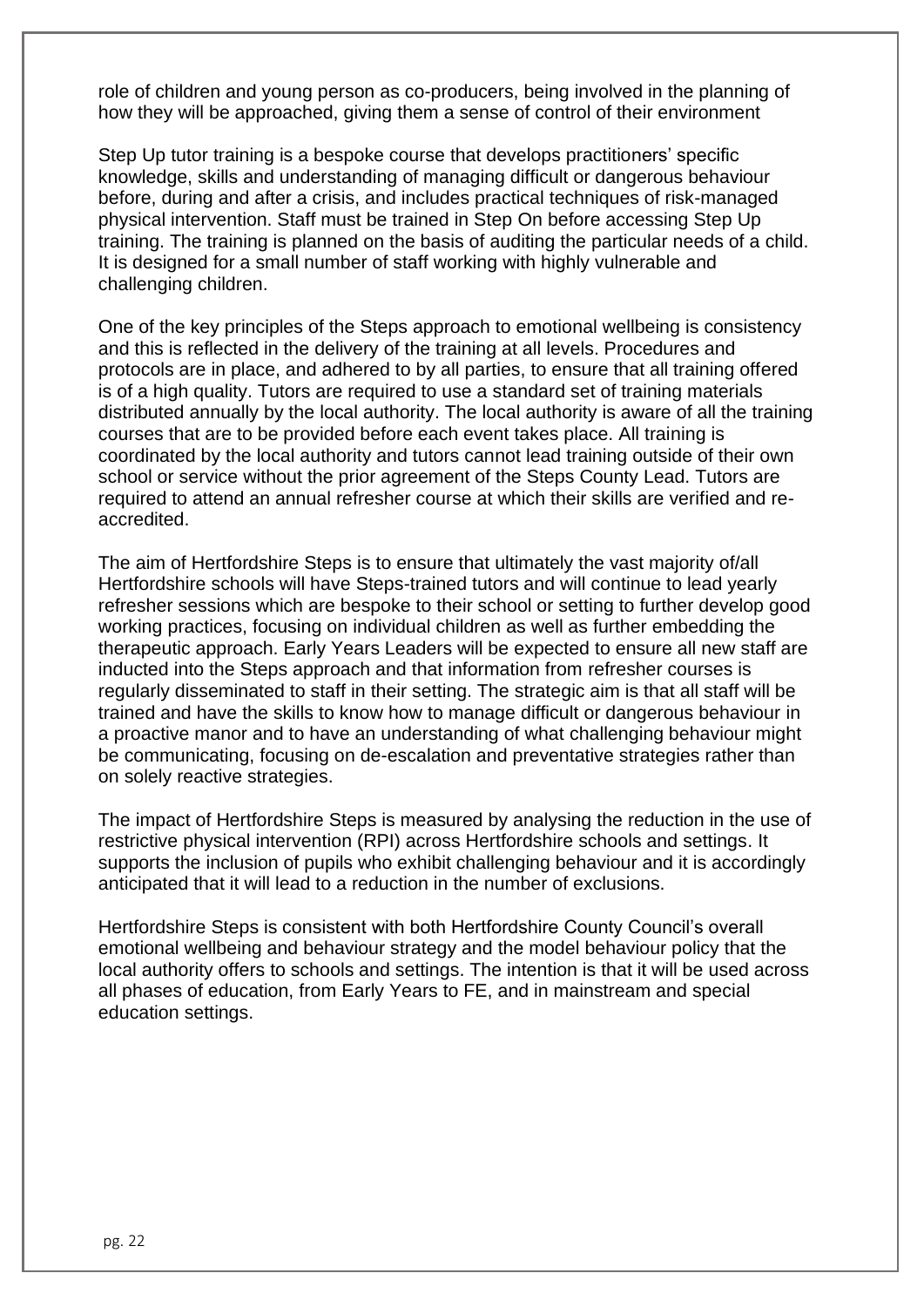role of children and young person as co-producers, being involved in the planning of how they will be approached, giving them a sense of control of their environment

Step Up tutor training is a bespoke course that develops practitioners' specific knowledge, skills and understanding of managing difficult or dangerous behaviour before, during and after a crisis, and includes practical techniques of risk-managed physical intervention. Staff must be trained in Step On before accessing Step Up training. The training is planned on the basis of auditing the particular needs of a child. It is designed for a small number of staff working with highly vulnerable and challenging children.

One of the key principles of the Steps approach to emotional wellbeing is consistency and this is reflected in the delivery of the training at all levels. Procedures and protocols are in place, and adhered to by all parties, to ensure that all training offered is of a high quality. Tutors are required to use a standard set of training materials distributed annually by the local authority. The local authority is aware of all the training courses that are to be provided before each event takes place. All training is coordinated by the local authority and tutors cannot lead training outside of their own school or service without the prior agreement of the Steps County Lead. Tutors are required to attend an annual refresher course at which their skills are verified and re-accredited.

The aim of Hertfordshire Steps is to ensure that ultimately the vast majority of/all Hertfordshire schools will have Steps-trained tutors and will continue to lead yearly refresher sessions which are bespoke to their school or setting to further develop good working practices, focusing on individual children as well as further embedding the therapeutic approach. Early Years Leaders will be expected to ensure all new staff are inducted into the Steps approach and that information from refresher courses is regularly disseminated to staff in their setting. The strategic aim is that all staff will be trained and have the skills to know how to manage difficult or dangerous behaviour in a proactive manor and to have an understanding of what challenging behaviour might be communicating, focusing on de-escalation and preventative strategies rather than on solely reactive strategies.

The impact of Hertfordshire Steps is measured by analysing the reduction in the use of restrictive physical intervention (RPI) across Hertfordshire schools and settings. It supports the inclusion of pupils who exhibit challenging behaviour and it is accordingly anticipated that it will lead to a reduction in the number of exclusions.

Hertfordshire Steps is consistent with both Hertfordshire County Council's overall emotional wellbeing and behaviour strategy and the model behaviour policy that the local authority offers to schools and settings. The intention is that it will be used across all phases of education, from Early Years to FE, and in mainstream and special education settings.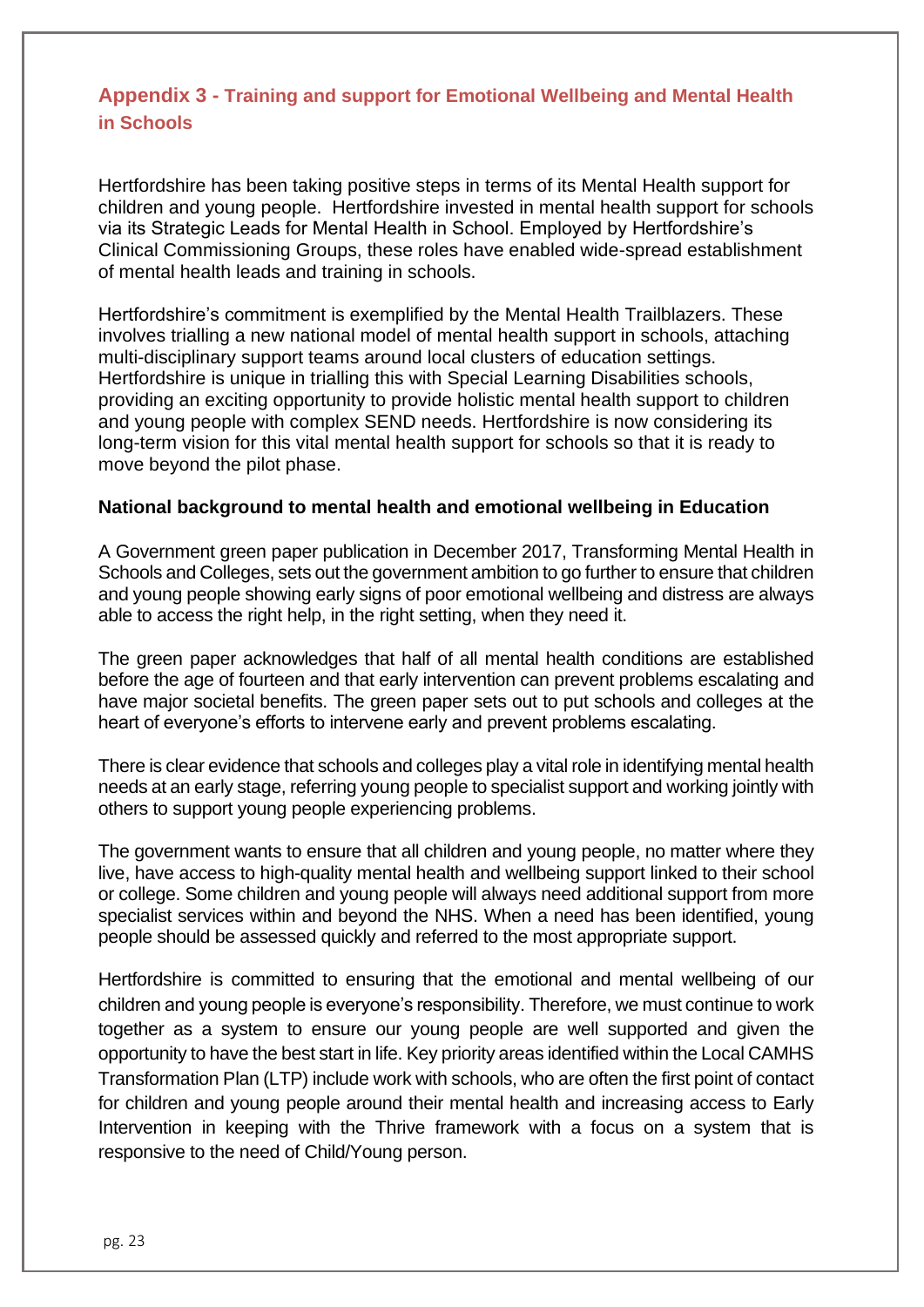## Appendix 3 - Training and support for Emotional Wellbeing and Mental Health in Schools

Hertfordshire has been taking positive steps in terms of its Mental Health support for children and young people. Hertfordshire invested in mental health support for schools via its Strategic Leads for Mental Health in School. Employed by Hertfordshire's Clinical Commissioning Groups, these roles have enabled wide-spread establishment of mental health leads and training in schools.

Hertfordshire's commitment is exemplified by the Mental Health Trailblazers. These involves trialling a new national model of mental health support in schools, attaching multi-disciplinary support teams around local clusters of education settings. Hertfordshire is unique in trialling this with Special Learning Disabilities schools, providing an exciting opportunity to provide holistic mental health support to children and young people with complex SEND needs. Hertfordshire is now considering its long-term vision for this vital mental health support for schools so that it is ready to move beyond the pilot phase.

**National background to mental health and emotional wellbeing in Education**

A Government green paper publication in December 2017, Transforming Mental Health in Schools and Colleges, sets out the government ambition to go further to ensure that children and young people showing early signs of poor emotional wellbeing and distress are always able to access the right help, in the right setting, when they need it.

The green paper acknowledges that half of all mental health conditions are established before the age of fourteen and that early intervention can prevent problems escalating and have major societal benefits. The green paper sets out to put schools and colleges at the heart of everyone's efforts to intervene early and prevent problems escalating.

There is clear evidence that schools and colleges play a vital role in identifying mental health needs at an early stage, referring young people to specialist support and working jointly with others to support young people experiencing problems.

The government wants to ensure that all children and young people, no matter where they live, have access to high-quality mental health and wellbeing support linked to their school or college. Some children and young people will always need additional support from more specialist services within and beyond the NHS. When a need has been identified, young people should be assessed quickly and referred to the most appropriate support.

Hertfordshire is committed to ensuring that the emotional and mental wellbeing of our children and young people is everyone's responsibility. Therefore, we must continue to work together as a system to ensure our young people are well supported and given the opportunity to have the best start in life. Key priority areas identified within the Local CAMHS Transformation Plan (LTP) include work with schools, who are often the first point of contact for children and young people around their mental health and increasing access to Early Intervention in keeping with the Thrive framework with a focus on a system that is responsive to the need of Child/Young person.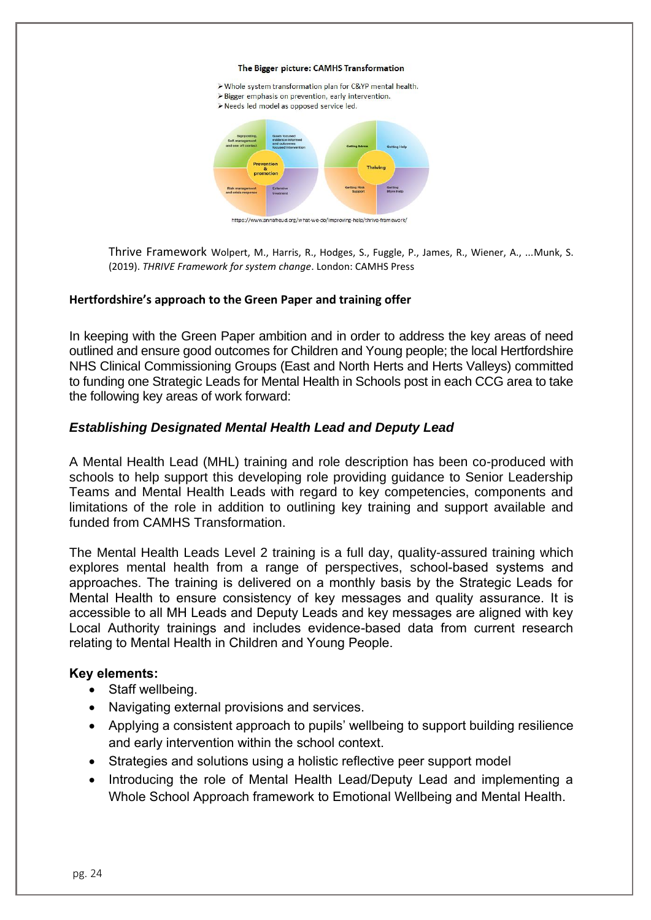**The Bigger picture: CAMHS Transformation**

- Whole system transformation plan for C&YP mental health.
- Bigger emphasis on prevention, early intervention.
- Needs led model as opposed service led.

Signposting, Self-management and one off contact | Goals focused evidence informed and outcomes focused intervention | Prevention & promotion | Risk management and crisis response | Extensive treatment

Getting Advice | Getting Help | Thriving | Getting Risk Support | Getting More Help

https://www.annafreud.org/what-we-do/improving-help/thrive-framework/

Thrive Framework Wolpert, M., Harris, R., Hodges, S., Fuggle, P., James, R., Wiener, A., ...Munk, S. (2019). *THRIVE Framework for system change*. London: CAMHS Press

**Hertfordshire's approach to the Green Paper and training offer**

In keeping with the Green Paper ambition and in order to address the key areas of need outlined and ensure good outcomes for Children and Young people; the local Hertfordshire NHS Clinical Commissioning Groups (East and North Herts and Herts Valleys) committed to funding one Strategic Leads for Mental Health in Schools post in each CCG area to take the following key areas of work forward:

***Establishing Designated Mental Health Lead and Deputy Lead***

A Mental Health Lead (MHL) training and role description has been co-produced with schools to help support this developing role providing guidance to Senior Leadership Teams and Mental Health Leads with regard to key competencies, components and limitations of the role in addition to outlining key training and support available and funded from CAMHS Transformation.

The Mental Health Leads Level 2 training is a full day, quality-assured training which explores mental health from a range of perspectives, school-based systems and approaches. The training is delivered on a monthly basis by the Strategic Leads for Mental Health to ensure consistency of key messages and quality assurance. It is accessible to all MH Leads and Deputy Leads and key messages are aligned with key Local Authority trainings and includes evidence-based data from current research relating to Mental Health in Children and Young People.

**Key elements:**

- Staff wellbeing.
- Navigating external provisions and services.
- Applying a consistent approach to pupils' wellbeing to support building resilience and early intervention within the school context.
- Strategies and solutions using a holistic reflective peer support model
- Introducing the role of Mental Health Lead/Deputy Lead and implementing a Whole School Approach framework to Emotional Wellbeing and Mental Health.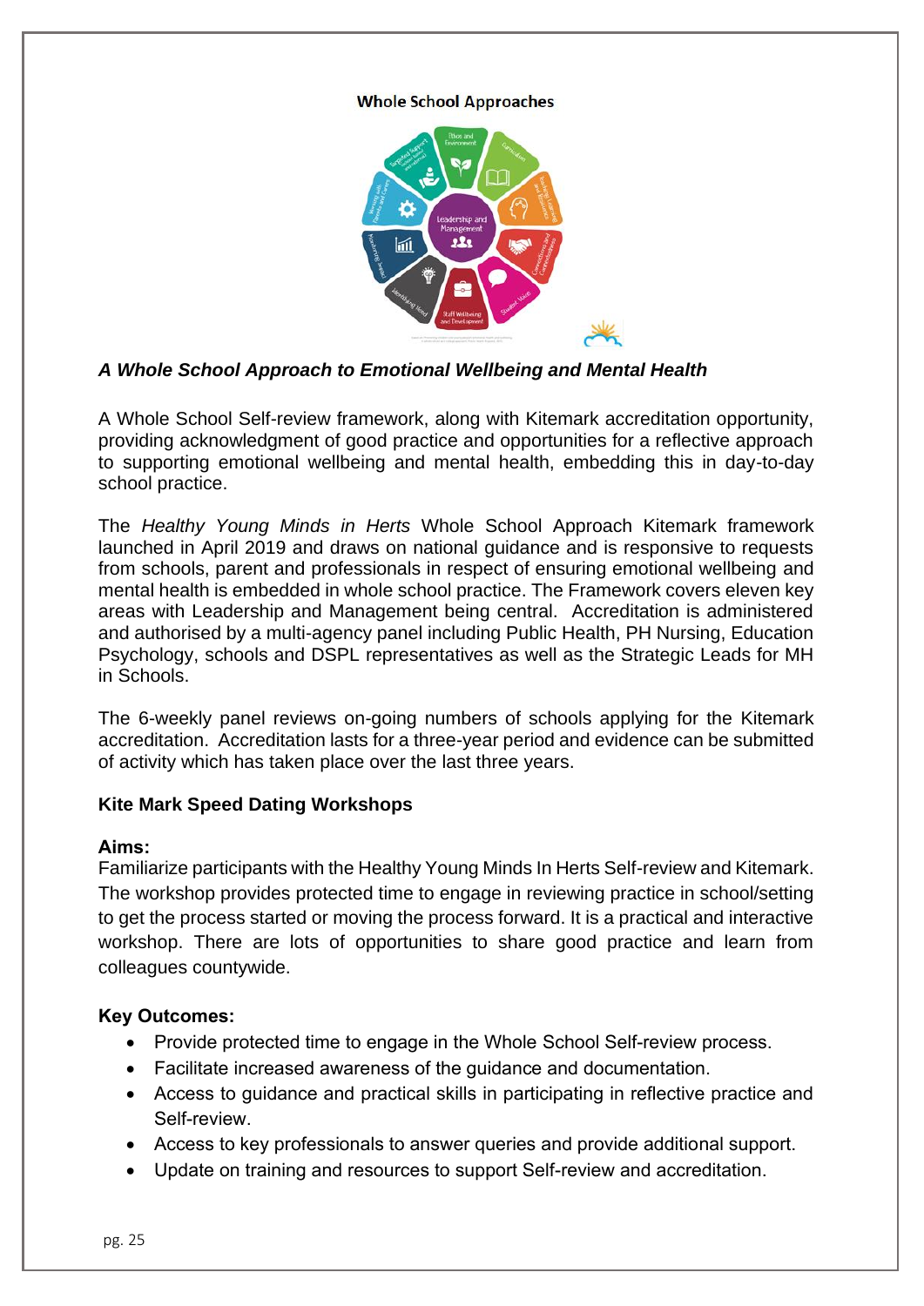**Whole School Approaches**

***A Whole School Approach to Emotional Wellbeing and Mental Health***

A Whole School Self-review framework, along with Kitemark accreditation opportunity, providing acknowledgment of good practice and opportunities for a reflective approach to supporting emotional wellbeing and mental health, embedding this in day-to-day school practice.

The *Healthy Young Minds in Herts* Whole School Approach Kitemark framework launched in April 2019 and draws on national guidance and is responsive to requests from schools, parent and professionals in respect of ensuring emotional wellbeing and mental health is embedded in whole school practice. The Framework covers eleven key areas with Leadership and Management being central. Accreditation is administered and authorised by a multi-agency panel including Public Health, PH Nursing, Education Psychology, schools and DSPL representatives as well as the Strategic Leads for MH in Schools.

The 6-weekly panel reviews on-going numbers of schools applying for the Kitemark accreditation. Accreditation lasts for a three-year period and evidence can be submitted of activity which has taken place over the last three years.

**Kite Mark Speed Dating Workshops**

**Aims:**
Familiarize participants with the Healthy Young Minds In Herts Self-review and Kitemark. The workshop provides protected time to engage in reviewing practice in school/setting to get the process started or moving the process forward. It is a practical and interactive workshop. There are lots of opportunities to share good practice and learn from colleagues countywide.

**Key Outcomes:**

- Provide protected time to engage in the Whole School Self-review process.
- Facilitate increased awareness of the guidance and documentation.
- Access to guidance and practical skills in participating in reflective practice and Self-review.
- Access to key professionals to answer queries and provide additional support.
- Update on training and resources to support Self-review and accreditation.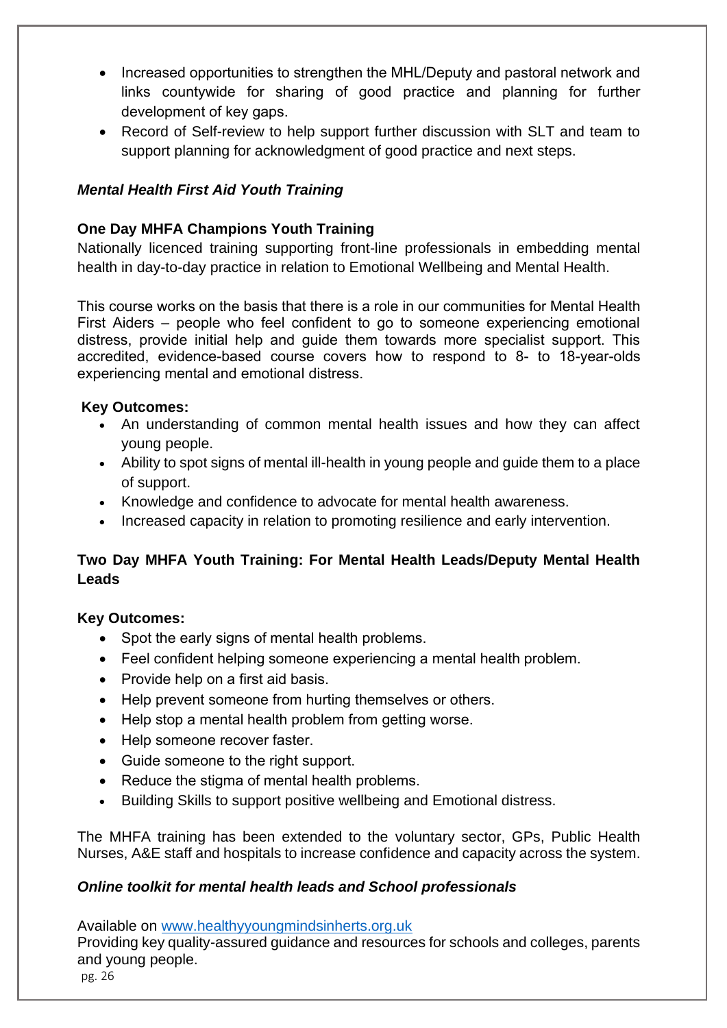- Increased opportunities to strengthen the MHL/Deputy and pastoral network and links countywide for sharing of good practice and planning for further development of key gaps.
- Record of Self-review to help support further discussion with SLT and team to support planning for acknowledgment of good practice and next steps.

### *Mental Health First Aid Youth Training*

#### One Day MHFA Champions Youth Training

Nationally licenced training supporting front-line professionals in embedding mental health in day-to-day practice in relation to Emotional Wellbeing and Mental Health.

This course works on the basis that there is a role in our communities for Mental Health First Aiders – people who feel confident to go to someone experiencing emotional distress, provide initial help and guide them towards more specialist support. This accredited, evidence-based course covers how to respond to 8- to 18-year-olds experiencing mental and emotional distress.

**Key Outcomes:**

- An understanding of common mental health issues and how they can affect young people.
- Ability to spot signs of mental ill-health in young people and guide them to a place of support.
- Knowledge and confidence to advocate for mental health awareness.
- Increased capacity in relation to promoting resilience and early intervention.

#### Two Day MHFA Youth Training: For Mental Health Leads/Deputy Mental Health Leads

**Key Outcomes:**

- Spot the early signs of mental health problems.
- Feel confident helping someone experiencing a mental health problem.
- Provide help on a first aid basis.
- Help prevent someone from hurting themselves or others.
- Help stop a mental health problem from getting worse.
- Help someone recover faster.
- Guide someone to the right support.
- Reduce the stigma of mental health problems.
- Building Skills to support positive wellbeing and Emotional distress.

The MHFA training has been extended to the voluntary sector, GPs, Public Health Nurses, A&E staff and hospitals to increase confidence and capacity across the system.

### *Online toolkit for mental health leads and School professionals*

Available on [www.healthyyoungmindsinherts.org.uk](http://www.healthyyoungmindsinherts.org.uk)
Providing key quality-assured guidance and resources for schools and colleges, parents and young people.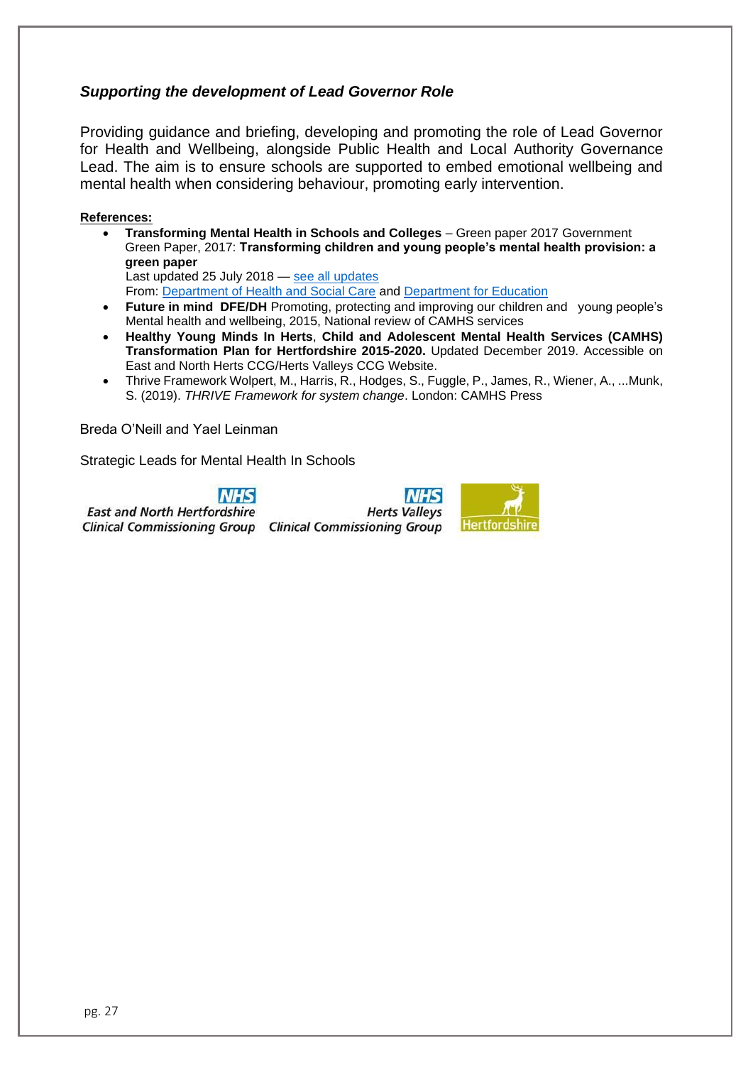### *Supporting the development of Lead Governor Role*

Providing guidance and briefing, developing and promoting the role of Lead Governor for Health and Wellbeing, alongside Public Health and Local Authority Governance Lead. The aim is to ensure schools are supported to embed emotional wellbeing and mental health when considering behaviour, promoting early intervention.

**References:**

- **Transforming Mental Health in Schools and Colleges** – Green paper 2017 Government Green Paper, 2017: **Transforming children and young people's mental health provision: a green paper**
  Last updated 25 July 2018 — see all updates
  From: Department of Health and Social Care and Department for Education
- **Future in mind DFE/DH** Promoting, protecting and improving our children and young people's Mental health and wellbeing, 2015, National review of CAMHS services
- **Healthy Young Minds In Herts**, **Child and Adolescent Mental Health Services (CAMHS) Transformation Plan for Hertfordshire 2015-2020.** Updated December 2019. Accessible on East and North Herts CCG/Herts Valleys CCG Website.
- Thrive Framework Wolpert, M., Harris, R., Hodges, S., Fuggle, P., James, R., Wiener, A., ...Munk, S. (2019). *THRIVE Framework for system change*. London: CAMHS Press

Breda O'Neill and Yael Leinman

Strategic Leads for Mental Health In Schools

NHS East and North Hertfordshire Clinical Commissioning Group | NHS Herts Valleys Clinical Commissioning Group | Hertfordshire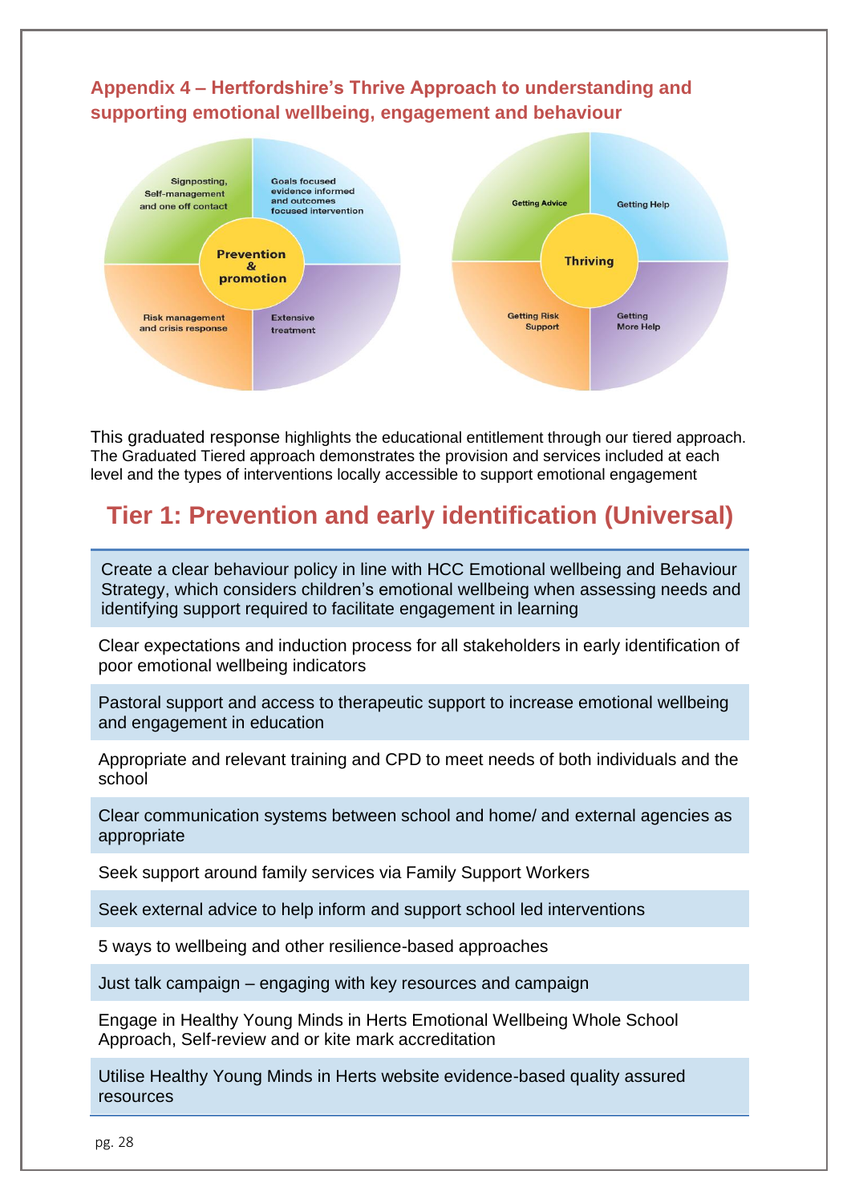## Appendix 4 – Hertfordshire's Thrive Approach to understanding and supporting emotional wellbeing, engagement and behaviour

Signposting, Self-management and one off contact

Goals focused evidence informed and outcomes focused intervention

**Prevention & promotion**

Risk management and crisis response

Extensive treatment

Getting Advice

Getting Help

**Thriving**

Getting Risk Support

Getting More Help

This graduated response highlights the educational entitlement through our tiered approach. The Graduated Tiered approach demonstrates the provision and services included at each level and the types of interventions locally accessible to support emotional engagement

## Tier 1: Prevention and early identification (Universal)

| |
|---|
| Create a clear behaviour policy in line with HCC Emotional wellbeing and Behaviour Strategy, which considers children's emotional wellbeing when assessing needs and identifying support required to facilitate engagement in learning |
| Clear expectations and induction process for all stakeholders in early identification of poor emotional wellbeing indicators |
| Pastoral support and access to therapeutic support to increase emotional wellbeing and engagement in education |
| Appropriate and relevant training and CPD to meet needs of both individuals and the school |
| Clear communication systems between school and home/ and external agencies as appropriate |
| Seek support around family services via Family Support Workers |
| Seek external advice to help inform and support school led interventions |
| 5 ways to wellbeing and other resilience-based approaches |
| Just talk campaign – engaging with key resources and campaign |
| Engage in Healthy Young Minds in Herts Emotional Wellbeing Whole School Approach, Self-review and or kite mark accreditation |
| Utilise Healthy Young Minds in Herts website evidence-based quality assured resources |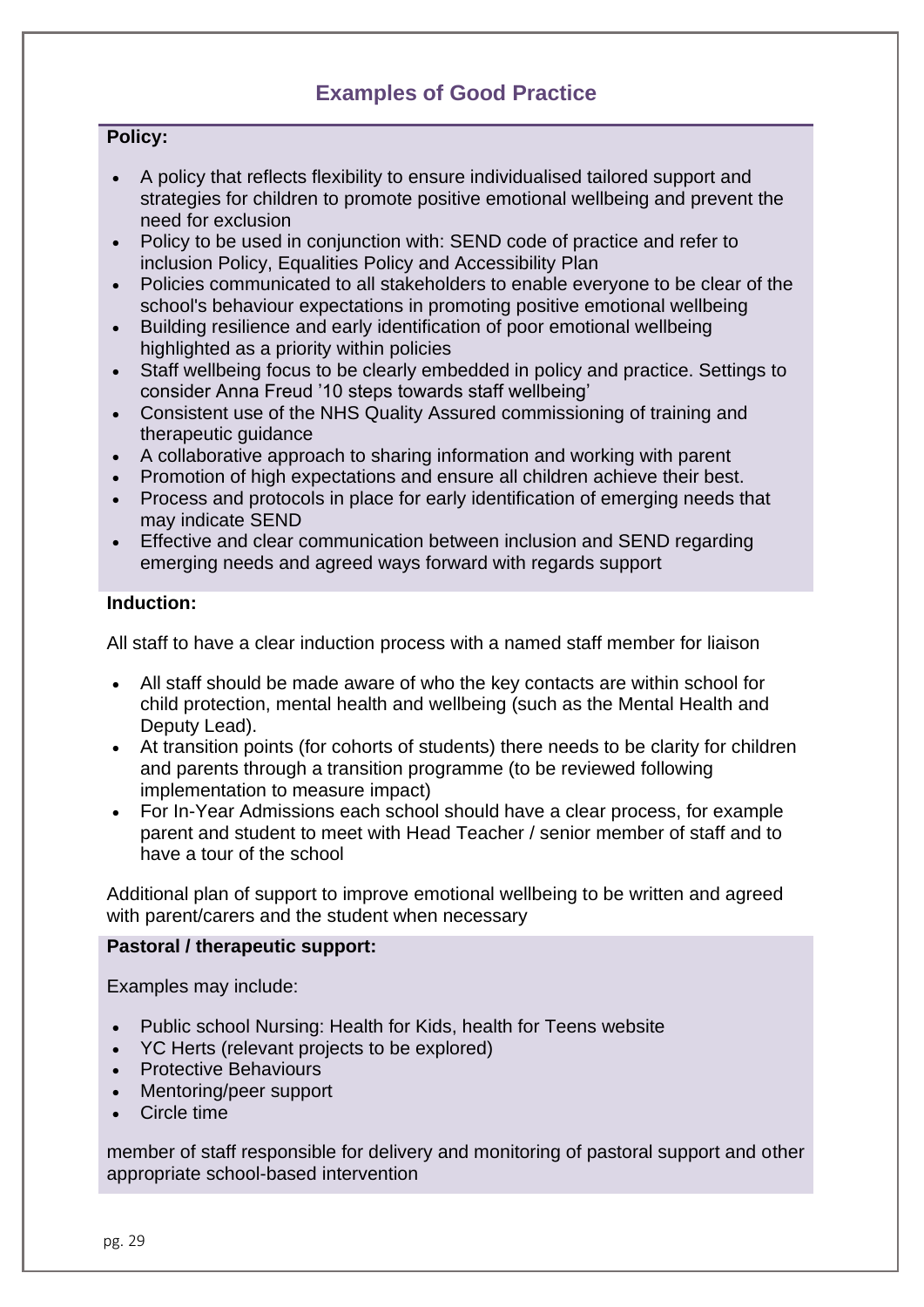## Examples of Good Practice

**Policy:**

- A policy that reflects flexibility to ensure individualised tailored support and strategies for children to promote positive emotional wellbeing and prevent the need for exclusion
- Policy to be used in conjunction with: SEND code of practice and refer to inclusion Policy, Equalities Policy and Accessibility Plan
- Policies communicated to all stakeholders to enable everyone to be clear of the school's behaviour expectations in promoting positive emotional wellbeing
- Building resilience and early identification of poor emotional wellbeing highlighted as a priority within policies
- Staff wellbeing focus to be clearly embedded in policy and practice. Settings to consider Anna Freud '10 steps towards staff wellbeing'
- Consistent use of the NHS Quality Assured commissioning of training and therapeutic guidance
- A collaborative approach to sharing information and working with parent
- Promotion of high expectations and ensure all children achieve their best.
- Process and protocols in place for early identification of emerging needs that may indicate SEND
- Effective and clear communication between inclusion and SEND regarding emerging needs and agreed ways forward with regards support

**Induction:**

All staff to have a clear induction process with a named staff member for liaison

- All staff should be made aware of who the key contacts are within school for child protection, mental health and wellbeing (such as the Mental Health and Deputy Lead).
- At transition points (for cohorts of students) there needs to be clarity for children and parents through a transition programme (to be reviewed following implementation to measure impact)
- For In-Year Admissions each school should have a clear process, for example parent and student to meet with Head Teacher / senior member of staff and to have a tour of the school

Additional plan of support to improve emotional wellbeing to be written and agreed with parent/carers and the student when necessary

**Pastoral / therapeutic support:**

Examples may include:

- Public school Nursing: Health for Kids, health for Teens website
- YC Herts (relevant projects to be explored)
- Protective Behaviours
- Mentoring/peer support
- Circle time

member of staff responsible for delivery and monitoring of pastoral support and other appropriate school-based intervention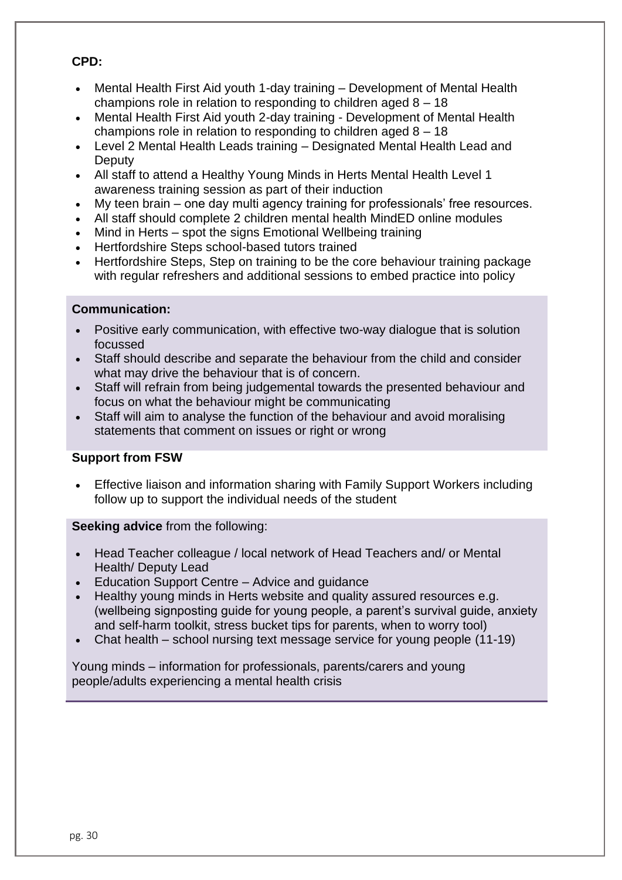**CPD:**

- Mental Health First Aid youth 1-day training – Development of Mental Health champions role in relation to responding to children aged 8 – 18
- Mental Health First Aid youth 2-day training - Development of Mental Health champions role in relation to responding to children aged 8 – 18
- Level 2 Mental Health Leads training – Designated Mental Health Lead and Deputy
- All staff to attend a Healthy Young Minds in Herts Mental Health Level 1 awareness training session as part of their induction
- My teen brain – one day multi agency training for professionals' free resources.
- All staff should complete 2 children mental health MindED online modules
- Mind in Herts – spot the signs Emotional Wellbeing training
- Hertfordshire Steps school-based tutors trained
- Hertfordshire Steps, Step on training to be the core behaviour training package with regular refreshers and additional sessions to embed practice into policy

**Communication:**

- Positive early communication, with effective two-way dialogue that is solution focussed
- Staff should describe and separate the behaviour from the child and consider what may drive the behaviour that is of concern.
- Staff will refrain from being judgemental towards the presented behaviour and focus on what the behaviour might be communicating
- Staff will aim to analyse the function of the behaviour and avoid moralising statements that comment on issues or right or wrong

**Support from FSW**

- Effective liaison and information sharing with Family Support Workers including follow up to support the individual needs of the student

**Seeking advice** from the following:

- Head Teacher colleague / local network of Head Teachers and/ or Mental Health/ Deputy Lead
- Education Support Centre – Advice and guidance
- Healthy young minds in Herts website and quality assured resources e.g. (wellbeing signposting guide for young people, a parent's survival guide, anxiety and self-harm toolkit, stress bucket tips for parents, when to worry tool)
- Chat health – school nursing text message service for young people (11-19)

Young minds – information for professionals, parents/carers and young people/adults experiencing a mental health crisis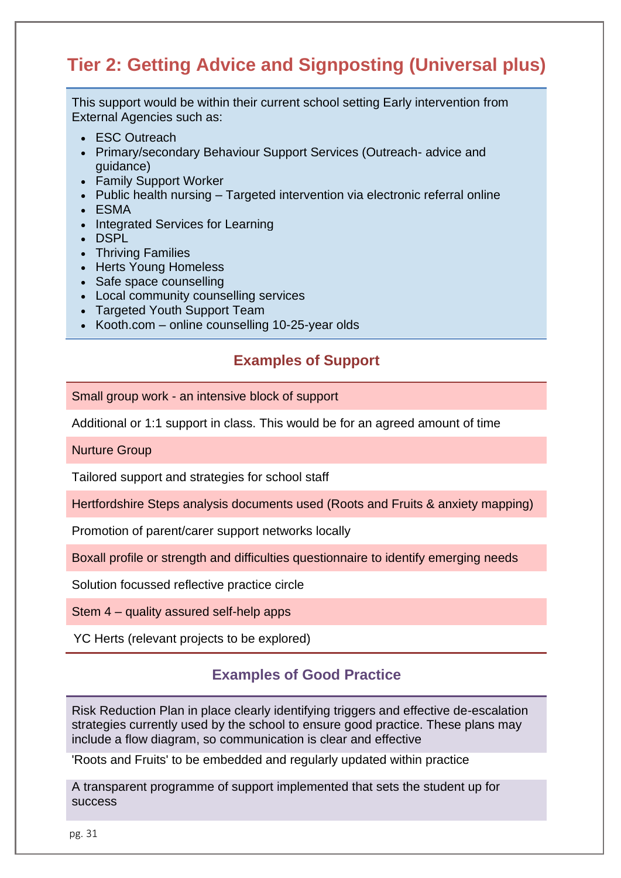# Tier 2: Getting Advice and Signposting (Universal plus)

This support would be within their current school setting Early intervention from External Agencies such as:

- ESC Outreach
- Primary/secondary Behaviour Support Services (Outreach- advice and guidance)
- Family Support Worker
- Public health nursing – Targeted intervention via electronic referral online
- ESMA
- Integrated Services for Learning
- DSPL
- Thriving Families
- Herts Young Homeless
- Safe space counselling
- Local community counselling services
- Targeted Youth Support Team
- Kooth.com – online counselling 10-25-year olds

## Examples of Support

Small group work - an intensive block of support

Additional or 1:1 support in class. This would be for an agreed amount of time

Nurture Group

Tailored support and strategies for school staff

Hertfordshire Steps analysis documents used (Roots and Fruits & anxiety mapping)

Promotion of parent/carer support networks locally

Boxall profile or strength and difficulties questionnaire to identify emerging needs

Solution focussed reflective practice circle

Stem 4 – quality assured self-help apps

YC Herts (relevant projects to be explored)

## Examples of Good Practice

Risk Reduction Plan in place clearly identifying triggers and effective de-escalation strategies currently used by the school to ensure good practice. These plans may include a flow diagram, so communication is clear and effective

'Roots and Fruits' to be embedded and regularly updated within practice

A transparent programme of support implemented that sets the student up for success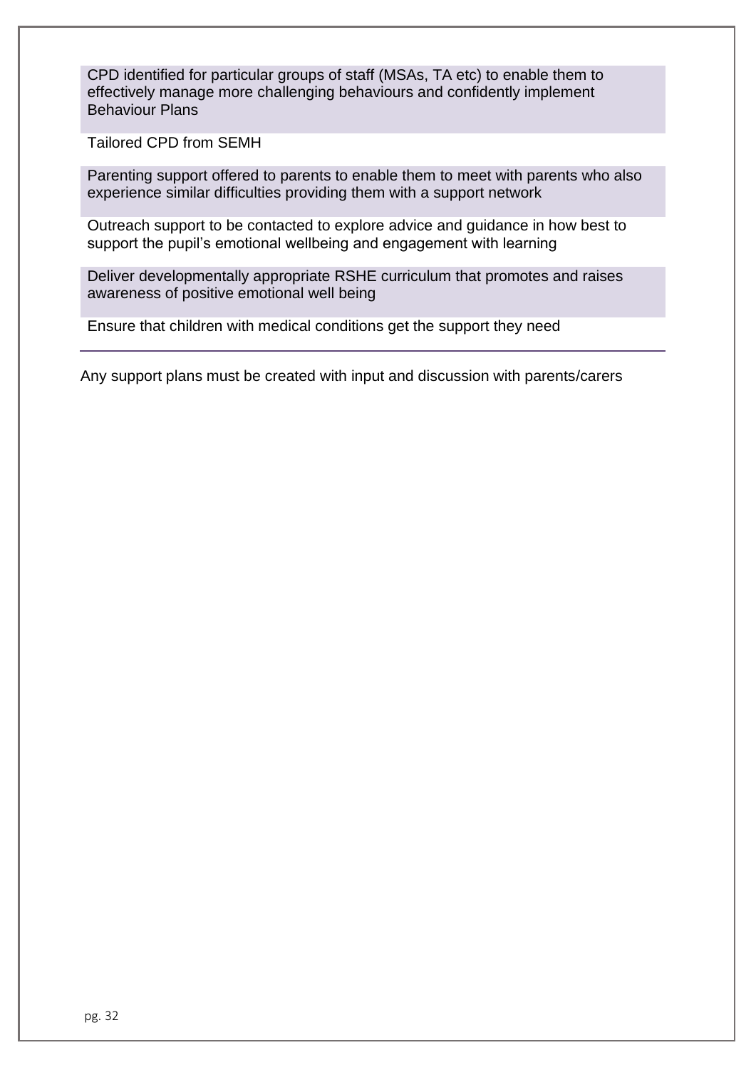| |
|---|
| CPD identified for particular groups of staff (MSAs, TA etc) to enable them to effectively manage more challenging behaviours and confidently implement Behaviour Plans |
| Tailored CPD from SEMH |
| Parenting support offered to parents to enable them to meet with parents who also experience similar difficulties providing them with a support network |
| Outreach support to be contacted to explore advice and guidance in how best to support the pupil's emotional wellbeing and engagement with learning |
| Deliver developmentally appropriate RSHE curriculum that promotes and raises awareness of positive emotional well being |
| Ensure that children with medical conditions get the support they need |

Any support plans must be created with input and discussion with parents/carers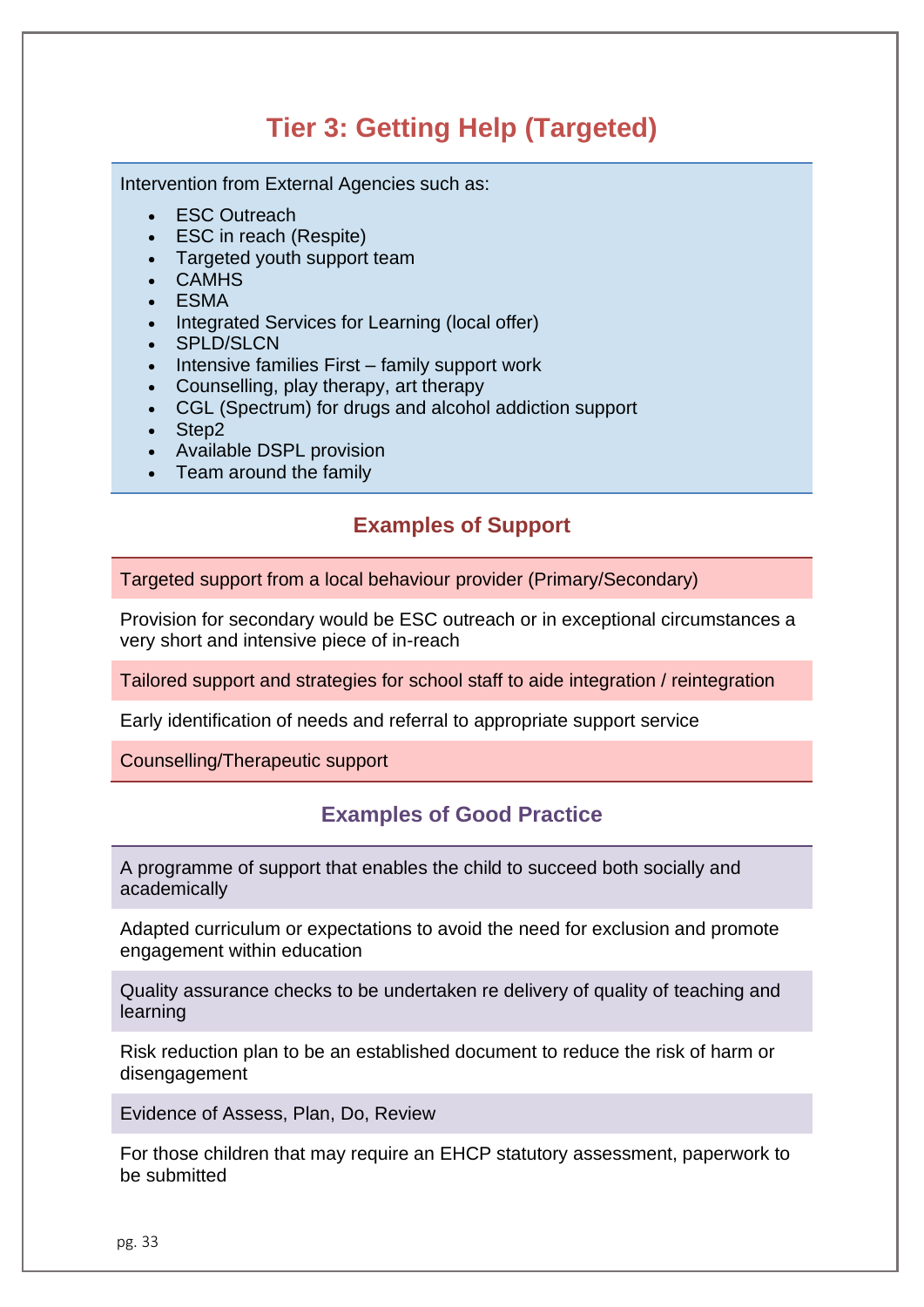# Tier 3: Getting Help (Targeted)

Intervention from External Agencies such as:

- ESC Outreach
- ESC in reach (Respite)
- Targeted youth support team
- CAMHS
- ESMA
- Integrated Services for Learning (local offer)
- SPLD/SLCN
- Intensive families First – family support work
- Counselling, play therapy, art therapy
- CGL (Spectrum) for drugs and alcohol addiction support
- Step2
- Available DSPL provision
- Team around the family

## Examples of Support

Targeted support from a local behaviour provider (Primary/Secondary)

Provision for secondary would be ESC outreach or in exceptional circumstances a very short and intensive piece of in-reach

Tailored support and strategies for school staff to aide integration / reintegration

Early identification of needs and referral to appropriate support service

Counselling/Therapeutic support

## Examples of Good Practice

A programme of support that enables the child to succeed both socially and academically

Adapted curriculum or expectations to avoid the need for exclusion and promote engagement within education

Quality assurance checks to be undertaken re delivery of quality of teaching and learning

Risk reduction plan to be an established document to reduce the risk of harm or disengagement

Evidence of Assess, Plan, Do, Review

For those children that may require an EHCP statutory assessment, paperwork to be submitted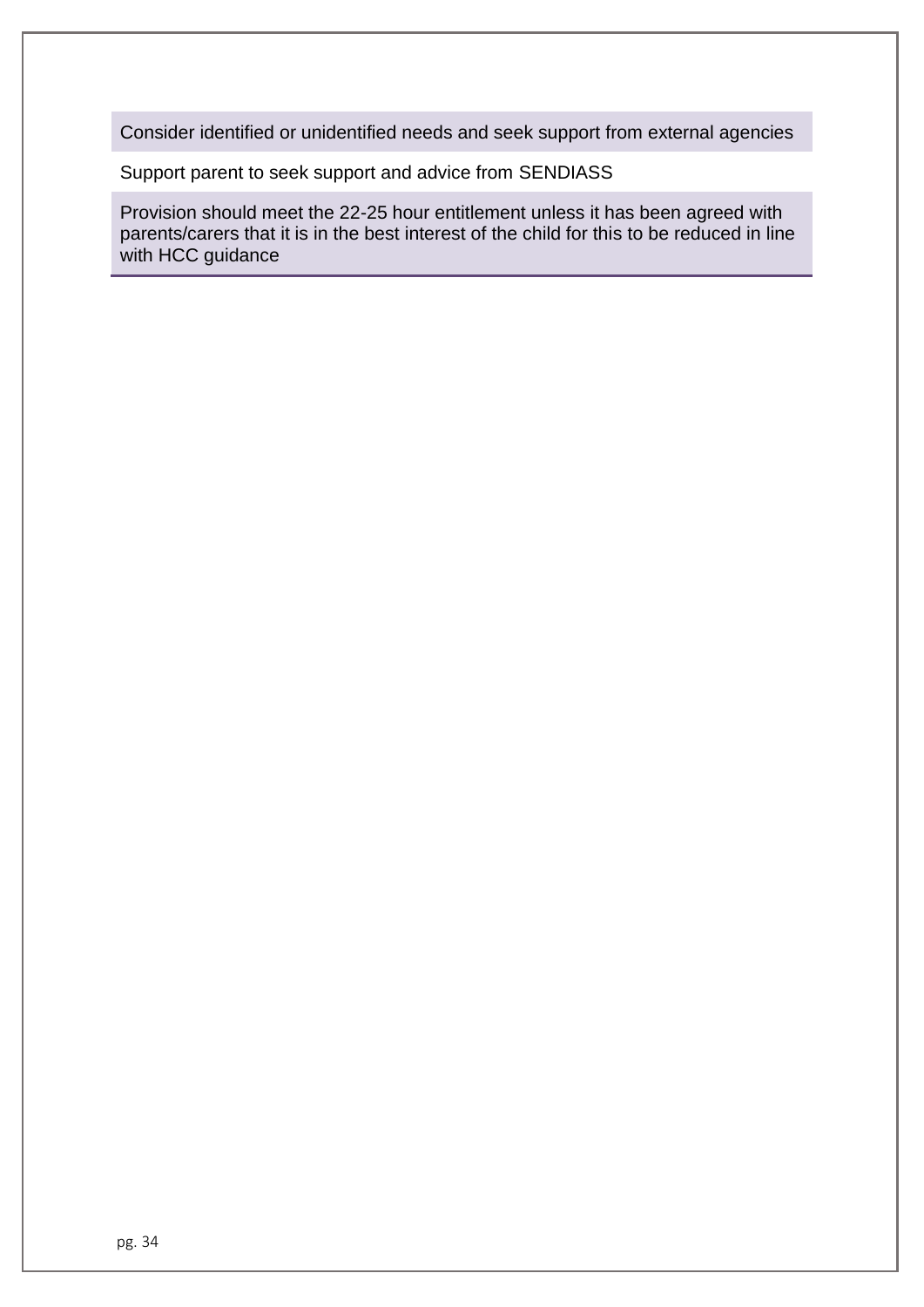| Consider identified or unidentified needs and seek support from external agencies |
|---|
| Support parent to seek support and advice from SENDIASS |
| Provision should meet the 22-25 hour entitlement unless it has been agreed with parents/carers that it is in the best interest of the child for this to be reduced in line with HCC guidance |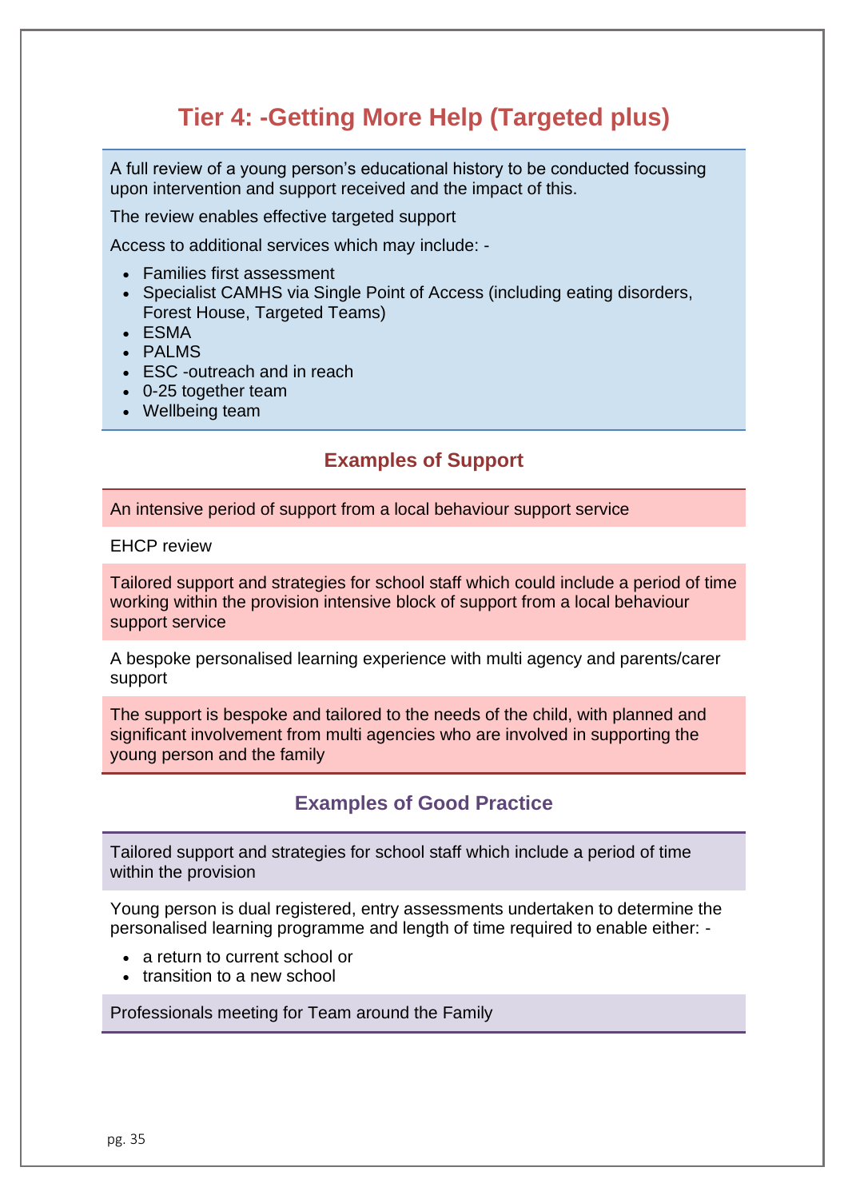# Tier 4: -Getting More Help (Targeted plus)

A full review of a young person's educational history to be conducted focussing upon intervention and support received and the impact of this.

The review enables effective targeted support

Access to additional services which may include: -

- Families first assessment
- Specialist CAMHS via Single Point of Access (including eating disorders, Forest House, Targeted Teams)
- ESMA
- PALMS
- ESC -outreach and in reach
- 0-25 together team
- Wellbeing team

## Examples of Support

An intensive period of support from a local behaviour support service

EHCP review

Tailored support and strategies for school staff which could include a period of time working within the provision intensive block of support from a local behaviour support service

A bespoke personalised learning experience with multi agency and parents/carer support

The support is bespoke and tailored to the needs of the child, with planned and significant involvement from multi agencies who are involved in supporting the young person and the family

## Examples of Good Practice

Tailored support and strategies for school staff which include a period of time within the provision

Young person is dual registered, entry assessments undertaken to determine the personalised learning programme and length of time required to enable either: -

- a return to current school or
- transition to a new school

Professionals meeting for Team around the Family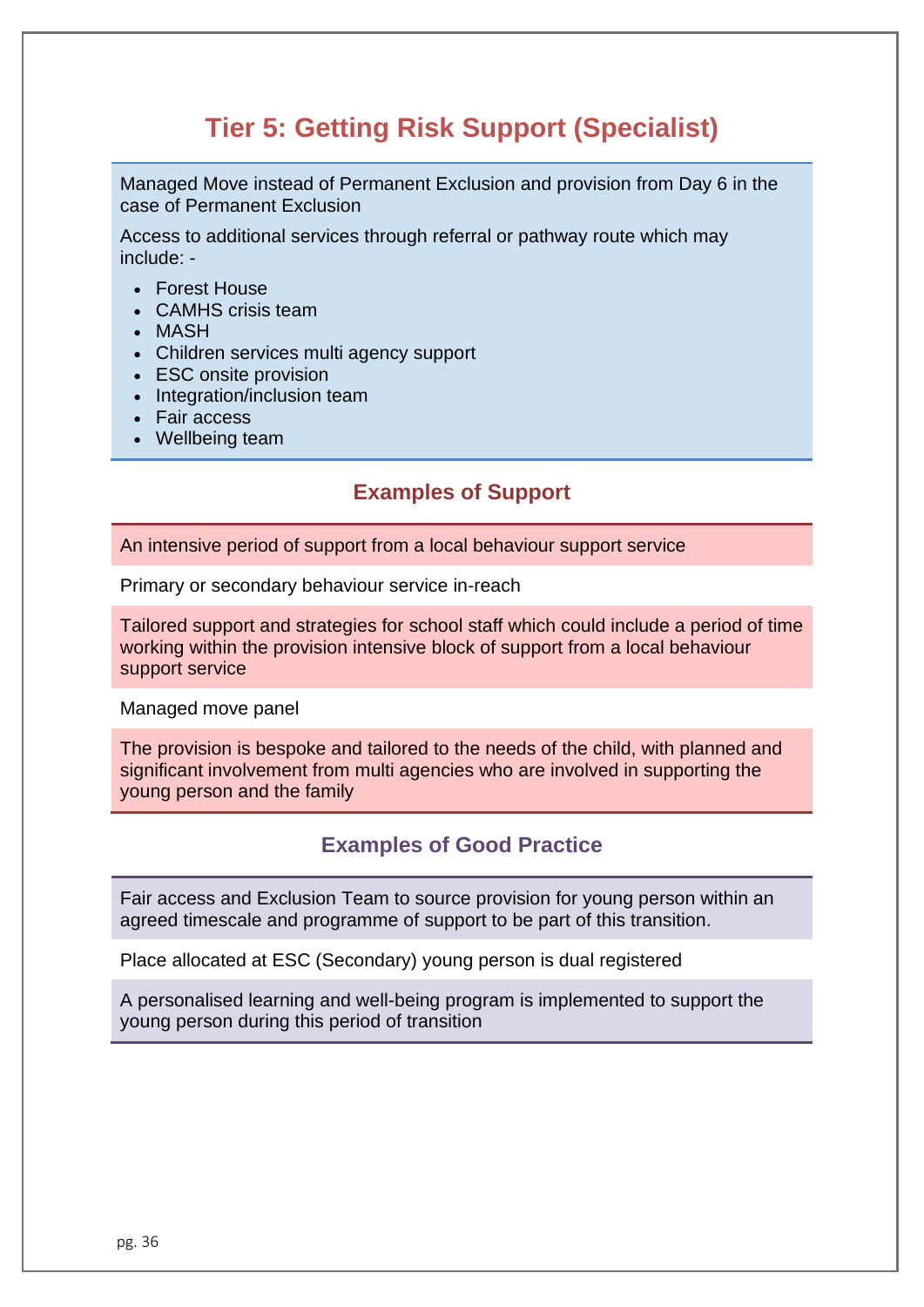# Tier 5: Getting Risk Support (Specialist)

Managed Move instead of Permanent Exclusion and provision from Day 6 in the case of Permanent Exclusion

Access to additional services through referral or pathway route which may include: -

- Forest House
- CAMHS crisis team
- MASH
- Children services multi agency support
- ESC onsite provision
- Integration/inclusion team
- Fair access
- Wellbeing team

## Examples of Support

An intensive period of support from a local behaviour support service

Primary or secondary behaviour service in-reach

Tailored support and strategies for school staff which could include a period of time working within the provision intensive block of support from a local behaviour support service

Managed move panel

The provision is bespoke and tailored to the needs of the child, with planned and significant involvement from multi agencies who are involved in supporting the young person and the family

## Examples of Good Practice

Fair access and Exclusion Team to source provision for young person within an agreed timescale and programme of support to be part of this transition.

Place allocated at ESC (Secondary) young person is dual registered

A personalised learning and well-being program is implemented to support the young person during this period of transition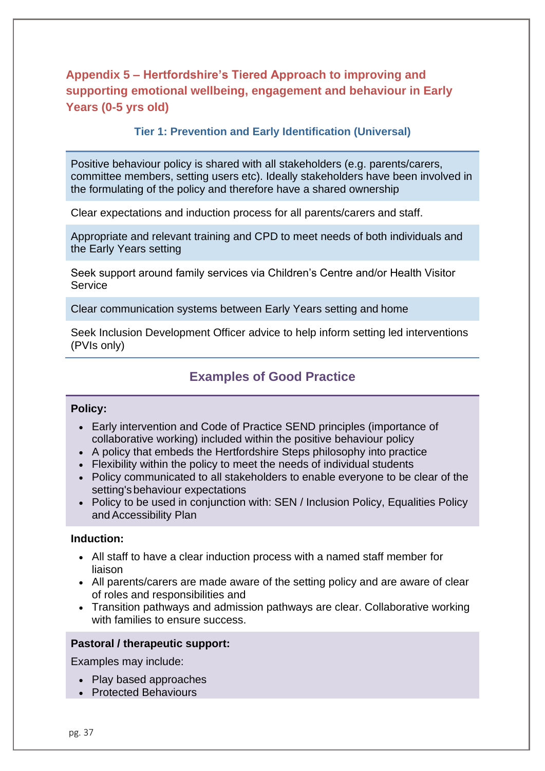## Appendix 5 – Hertfordshire's Tiered Approach to improving and supporting emotional wellbeing, engagement and behaviour in Early Years (0-5 yrs old)

### Tier 1: Prevention and Early Identification (Universal)

| |
|---|
| Positive behaviour policy is shared with all stakeholders (e.g. parents/carers, committee members, setting users etc). Ideally stakeholders have been involved in the formulating of the policy and therefore have a shared ownership |
| Clear expectations and induction process for all parents/carers and staff. |
| Appropriate and relevant training and CPD to meet needs of both individuals and the Early Years setting |
| Seek support around family services via Children's Centre and/or Health Visitor Service |
| Clear communication systems between Early Years setting and home |
| Seek Inclusion Development Officer advice to help inform setting led interventions (PVIs only) |

### Examples of Good Practice

**Policy:**

- Early intervention and Code of Practice SEND principles (importance of collaborative working) included within the positive behaviour policy
- A policy that embeds the Hertfordshire Steps philosophy into practice
- Flexibility within the policy to meet the needs of individual students
- Policy communicated to all stakeholders to enable everyone to be clear of the setting's behaviour expectations
- Policy to be used in conjunction with: SEN / Inclusion Policy, Equalities Policy and Accessibility Plan

**Induction:**

- All staff to have a clear induction process with a named staff member for liaison
- All parents/carers are made aware of the setting policy and are aware of clear of roles and responsibilities and
- Transition pathways and admission pathways are clear. Collaborative working with families to ensure success.

**Pastoral / therapeutic support:**

Examples may include:

- Play based approaches
- Protected Behaviours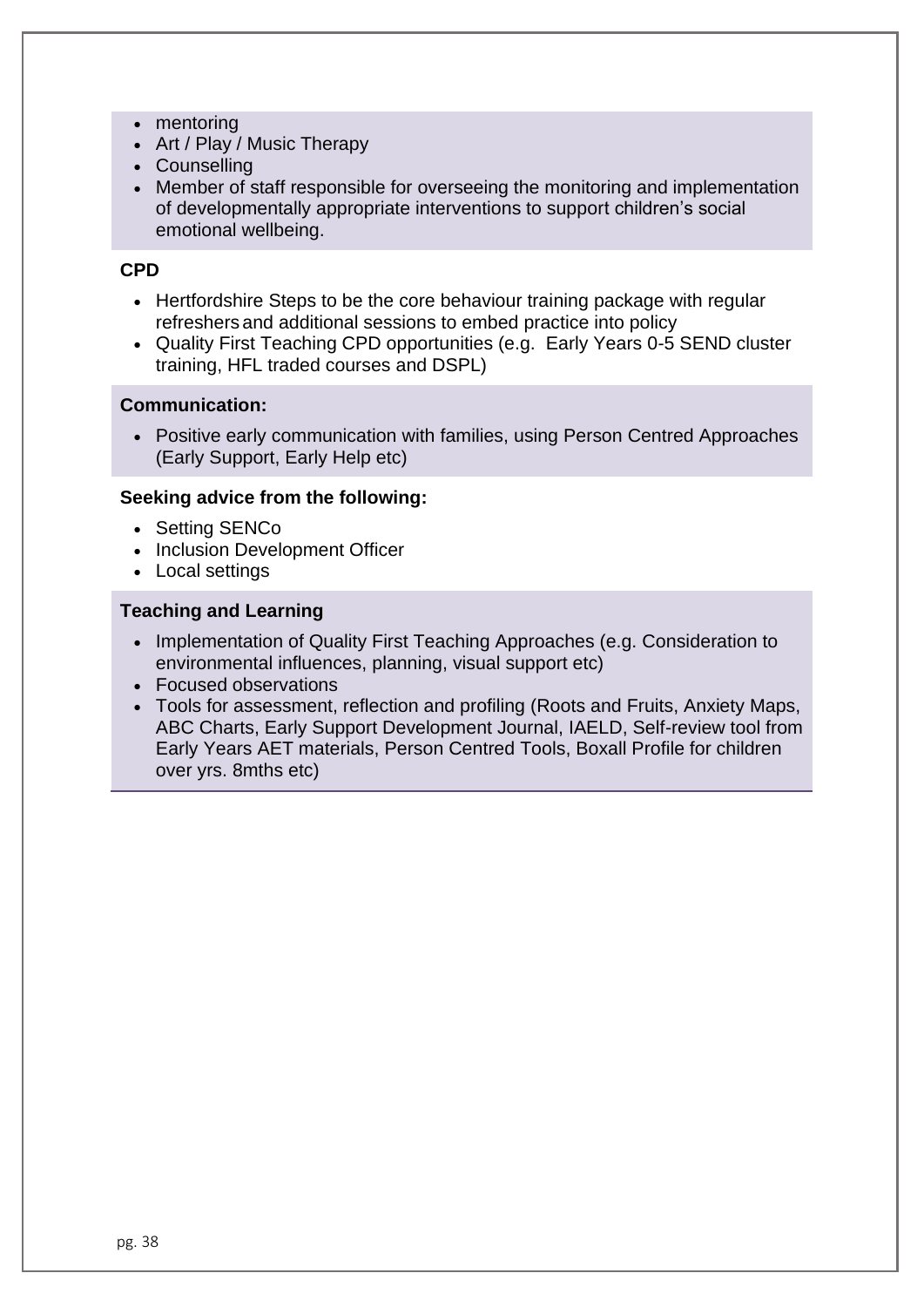- mentoring
- Art / Play / Music Therapy
- Counselling
- Member of staff responsible for overseeing the monitoring and implementation of developmentally appropriate interventions to support children's social emotional wellbeing.

**CPD**

- Hertfordshire Steps to be the core behaviour training package with regular refreshers and additional sessions to embed practice into policy
- Quality First Teaching CPD opportunities (e.g. Early Years 0-5 SEND cluster training, HFL traded courses and DSPL)

**Communication:**

- Positive early communication with families, using Person Centred Approaches (Early Support, Early Help etc)

**Seeking advice from the following:**

- Setting SENCo
- Inclusion Development Officer
- Local settings

**Teaching and Learning**

- Implementation of Quality First Teaching Approaches (e.g. Consideration to environmental influences, planning, visual support etc)
- Focused observations
- Tools for assessment, reflection and profiling (Roots and Fruits, Anxiety Maps, ABC Charts, Early Support Development Journal, IAELD, Self-review tool from Early Years AET materials, Person Centred Tools, Boxall Profile for children over yrs. 8mths etc)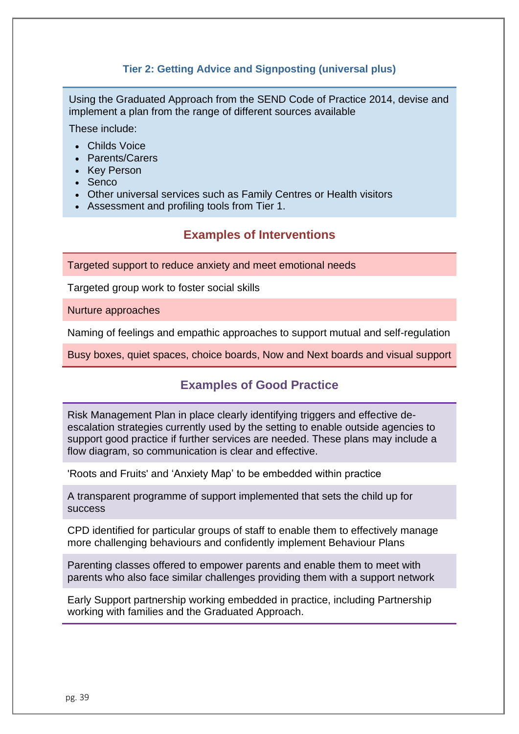### Tier 2: Getting Advice and Signposting (universal plus)

Using the Graduated Approach from the SEND Code of Practice 2014, devise and implement a plan from the range of different sources available

These include:

- Childs Voice
- Parents/Carers
- Key Person
- Senco
- Other universal services such as Family Centres or Health visitors
- Assessment and profiling tools from Tier 1.

## Examples of Interventions

Targeted support to reduce anxiety and meet emotional needs

Targeted group work to foster social skills

Nurture approaches

Naming of feelings and empathic approaches to support mutual and self-regulation

Busy boxes, quiet spaces, choice boards, Now and Next boards and visual support

## Examples of Good Practice

Risk Management Plan in place clearly identifying triggers and effective de-escalation strategies currently used by the setting to enable outside agencies to support good practice if further services are needed. These plans may include a flow diagram, so communication is clear and effective.

'Roots and Fruits' and 'Anxiety Map' to be embedded within practice

A transparent programme of support implemented that sets the child up for success

CPD identified for particular groups of staff to enable them to effectively manage more challenging behaviours and confidently implement Behaviour Plans

Parenting classes offered to empower parents and enable them to meet with parents who also face similar challenges providing them with a support network

Early Support partnership working embedded in practice, including Partnership working with families and the Graduated Approach.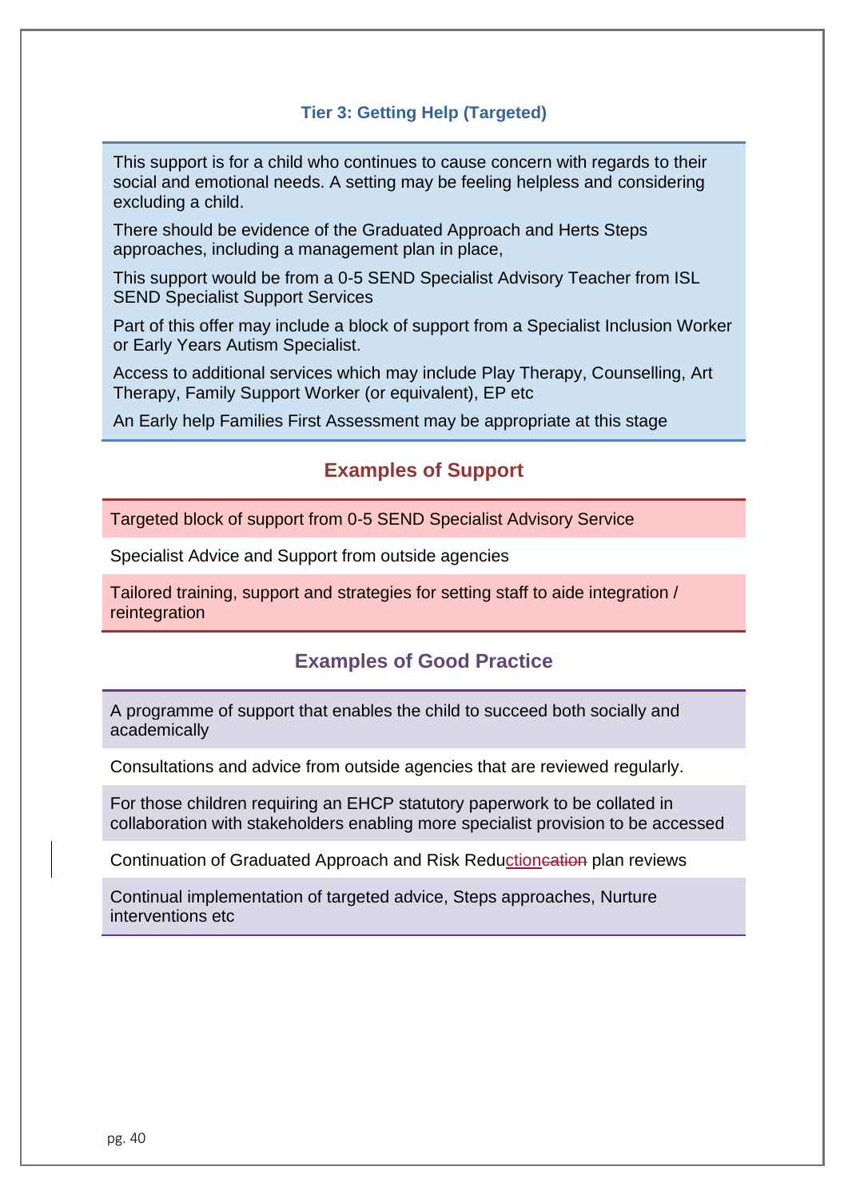### Tier 3: Getting Help (Targeted)

This support is for a child who continues to cause concern with regards to their social and emotional needs. A setting may be feeling helpless and considering excluding a child.

There should be evidence of the Graduated Approach and Herts Steps approaches, including a management plan in place,

This support would be from a 0-5 SEND Specialist Advisory Teacher from ISL SEND Specialist Support Services

Part of this offer may include a block of support from a Specialist Inclusion Worker or Early Years Autism Specialist.

Access to additional services which may include Play Therapy, Counselling, Art Therapy, Family Support Worker (or equivalent), EP etc

An Early help Families First Assessment may be appropriate at this stage

## Examples of Support

- Targeted block of support from 0-5 SEND Specialist Advisory Service
- Specialist Advice and Support from outside agencies
- Tailored training, support and strategies for setting staff to aide integration / reintegration

## Examples of Good Practice

- A programme of support that enables the child to succeed both socially and academically
- Consultations and advice from outside agencies that are reviewed regularly.
- For those children requiring an EHCP statutory paperwork to be collated in collaboration with stakeholders enabling more specialist provision to be accessed
- Continuation of Graduated Approach and Risk Reduction plan reviews
- Continual implementation of targeted advice, Steps approaches, Nurture interventions etc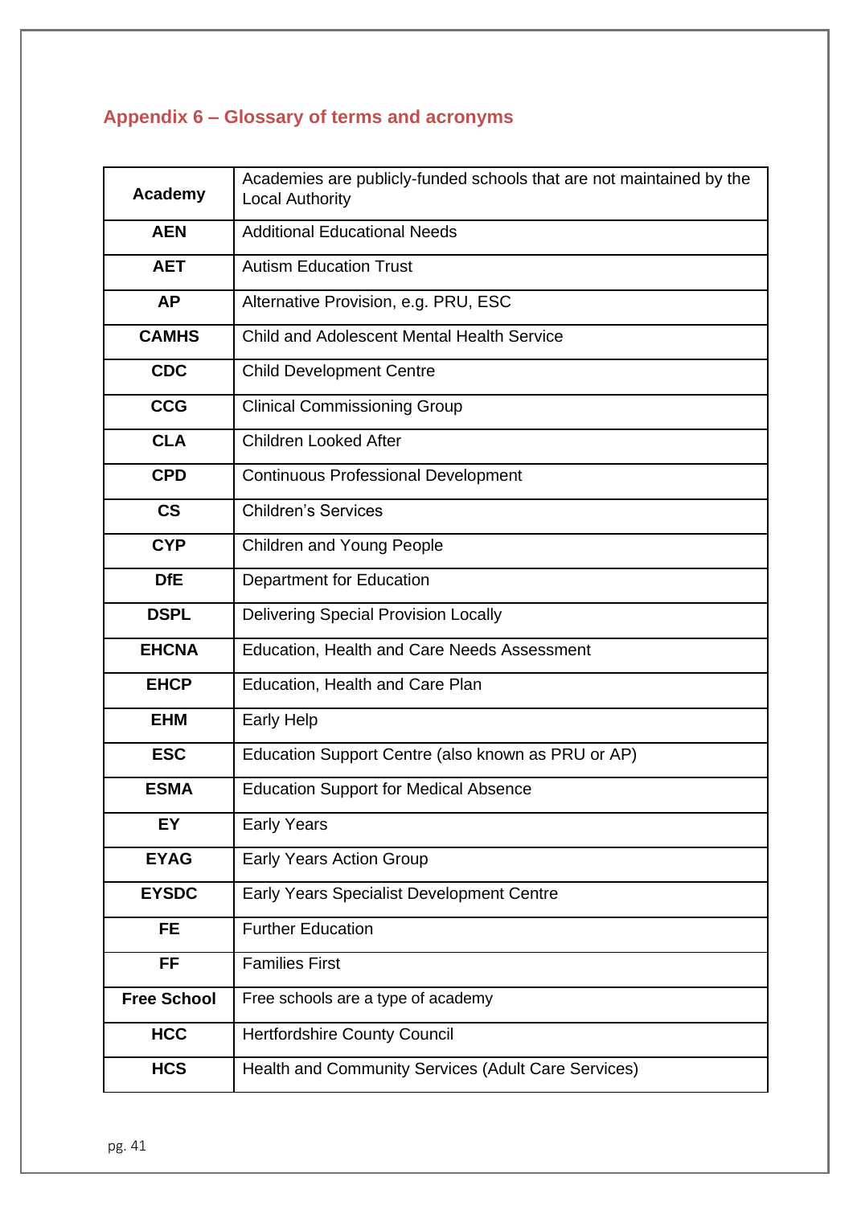## Appendix 6 – Glossary of terms and acronyms

| Term | Definition |
|---|---|
| **Academy** | Academies are publicly-funded schools that are not maintained by the Local Authority |
| **AEN** | Additional Educational Needs |
| **AET** | Autism Education Trust |
| **AP** | Alternative Provision, e.g. PRU, ESC |
| **CAMHS** | Child and Adolescent Mental Health Service |
| **CDC** | Child Development Centre |
| **CCG** | Clinical Commissioning Group |
| **CLA** | Children Looked After |
| **CPD** | Continuous Professional Development |
| **CS** | Children's Services |
| **CYP** | Children and Young People |
| **DfE** | Department for Education |
| **DSPL** | Delivering Special Provision Locally |
| **EHCNA** | Education, Health and Care Needs Assessment |
| **EHCP** | Education, Health and Care Plan |
| **EHM** | Early Help |
| **ESC** | Education Support Centre (also known as PRU or AP) |
| **ESMA** | Education Support for Medical Absence |
| **EY** | Early Years |
| **EYAG** | Early Years Action Group |
| **EYSDC** | Early Years Specialist Development Centre |
| **FE** | Further Education |
| **FF** | Families First |
| **Free School** | Free schools are a type of academy |
| **HCC** | Hertfordshire County Council |
| **HCS** | Health and Community Services (Adult Care Services) |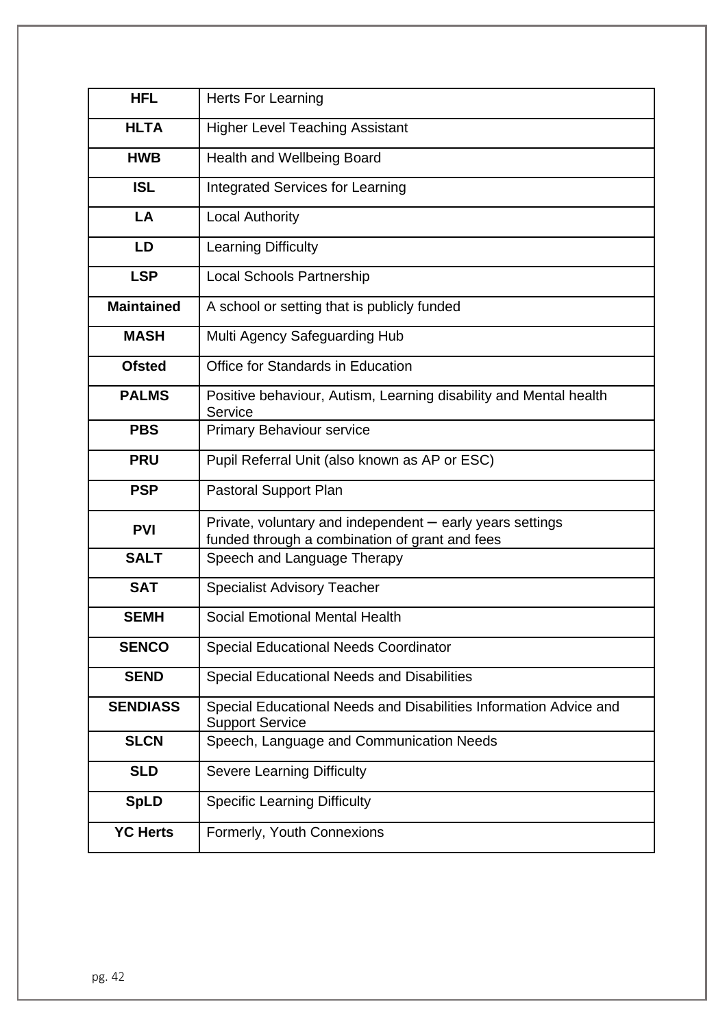| | |
|---|---|
| **HFL** | Herts For Learning |
| **HLTA** | Higher Level Teaching Assistant |
| **HWB** | Health and Wellbeing Board |
| **ISL** | Integrated Services for Learning |
| **LA** | Local Authority |
| **LD** | Learning Difficulty |
| **LSP** | Local Schools Partnership |
| **Maintained** | A school or setting that is publicly funded |
| **MASH** | Multi Agency Safeguarding Hub |
| **Ofsted** | Office for Standards in Education |
| **PALMS** | Positive behaviour, Autism, Learning disability and Mental health Service |
| **PBS** | Primary Behaviour service |
| **PRU** | Pupil Referral Unit (also known as AP or ESC) |
| **PSP** | Pastoral Support Plan |
| **PVI** | Private, voluntary and independent – early years settings funded through a combination of grant and fees |
| **SALT** | Speech and Language Therapy |
| **SAT** | Specialist Advisory Teacher |
| **SEMH** | Social Emotional Mental Health |
| **SENCO** | Special Educational Needs Coordinator |
| **SEND** | Special Educational Needs and Disabilities |
| **SENDIASS** | Special Educational Needs and Disabilities Information Advice and Support Service |
| **SLCN** | Speech, Language and Communication Needs |
| **SLD** | Severe Learning Difficulty |
| **SpLD** | Specific Learning Difficulty |
| **YC Herts** | Formerly, Youth Connexions |